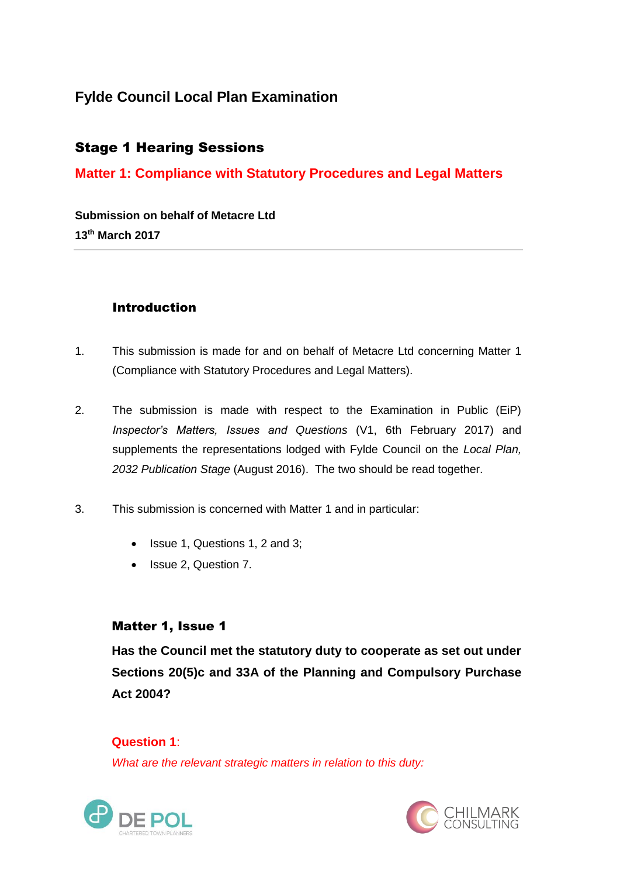# Fylde Council Local Plan Examination

## Stage 1 Hearing Sessions

## Matter 1: Compliance with Statutory Procedures and Legal Matters

**Submission on behalf of Metacre Ltd**
**13th March 2017**

---

### Introduction

1. This submission is made for and on behalf of Metacre Ltd concerning Matter 1 (Compliance with Statutory Procedures and Legal Matters).

2. The submission is made with respect to the Examination in Public (EiP) *Inspector's Matters, Issues and Questions* (V1, 6th February 2017) and supplements the representations lodged with Fylde Council on the *Local Plan, 2032 Publication Stage* (August 2016). The two should be read together.

3. This submission is concerned with Matter 1 and in particular:

   - Issue 1, Questions 1, 2 and 3;
   - Issue 2, Question 7.

### Matter 1, Issue 1

**Has the Council met the statutory duty to cooperate as set out under Sections 20(5)c and 33A of the Planning and Compulsory Purchase Act 2004?**

**Question 1**:

*What are the relevant strategic matters in relation to this duty:*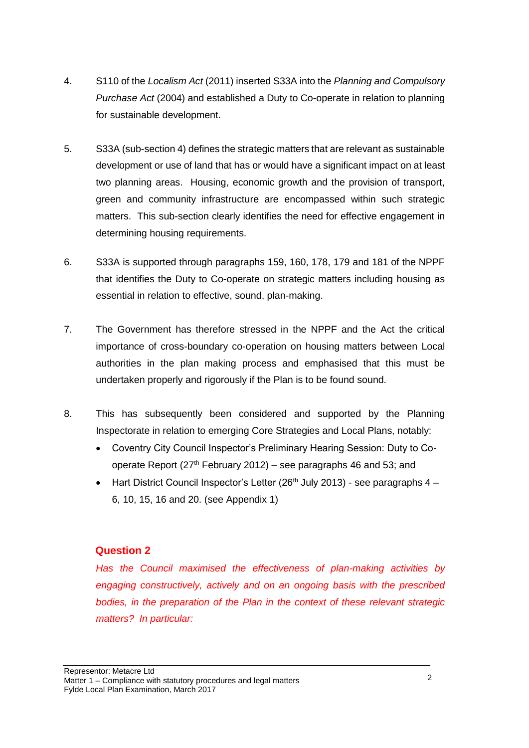4. S110 of the *Localism Act* (2011) inserted S33A into the *Planning and Compulsory Purchase Act* (2004) and established a Duty to Co-operate in relation to planning for sustainable development.

5. S33A (sub-section 4) defines the strategic matters that are relevant as sustainable development or use of land that has or would have a significant impact on at least two planning areas. Housing, economic growth and the provision of transport, green and community infrastructure are encompassed within such strategic matters. This sub-section clearly identifies the need for effective engagement in determining housing requirements.

6. S33A is supported through paragraphs 159, 160, 178, 179 and 181 of the NPPF that identifies the Duty to Co-operate on strategic matters including housing as essential in relation to effective, sound, plan-making.

7. The Government has therefore stressed in the NPPF and the Act the critical importance of cross-boundary co-operation on housing matters between Local authorities in the plan making process and emphasised that this must be undertaken properly and rigorously if the Plan is to be found sound.

8. This has subsequently been considered and supported by the Planning Inspectorate in relation to emerging Core Strategies and Local Plans, notably:
   - Coventry City Council Inspector's Preliminary Hearing Session: Duty to Co-operate Report (27th February 2012) – see paragraphs 46 and 53; and
   - Hart District Council Inspector's Letter (26th July 2013) - see paragraphs 4 – 6, 10, 15, 16 and 20. (see Appendix 1)

## Question 2

*Has the Council maximised the effectiveness of plan-making activities by engaging constructively, actively and on an ongoing basis with the prescribed bodies, in the preparation of the Plan in the context of these relevant strategic matters? In particular:*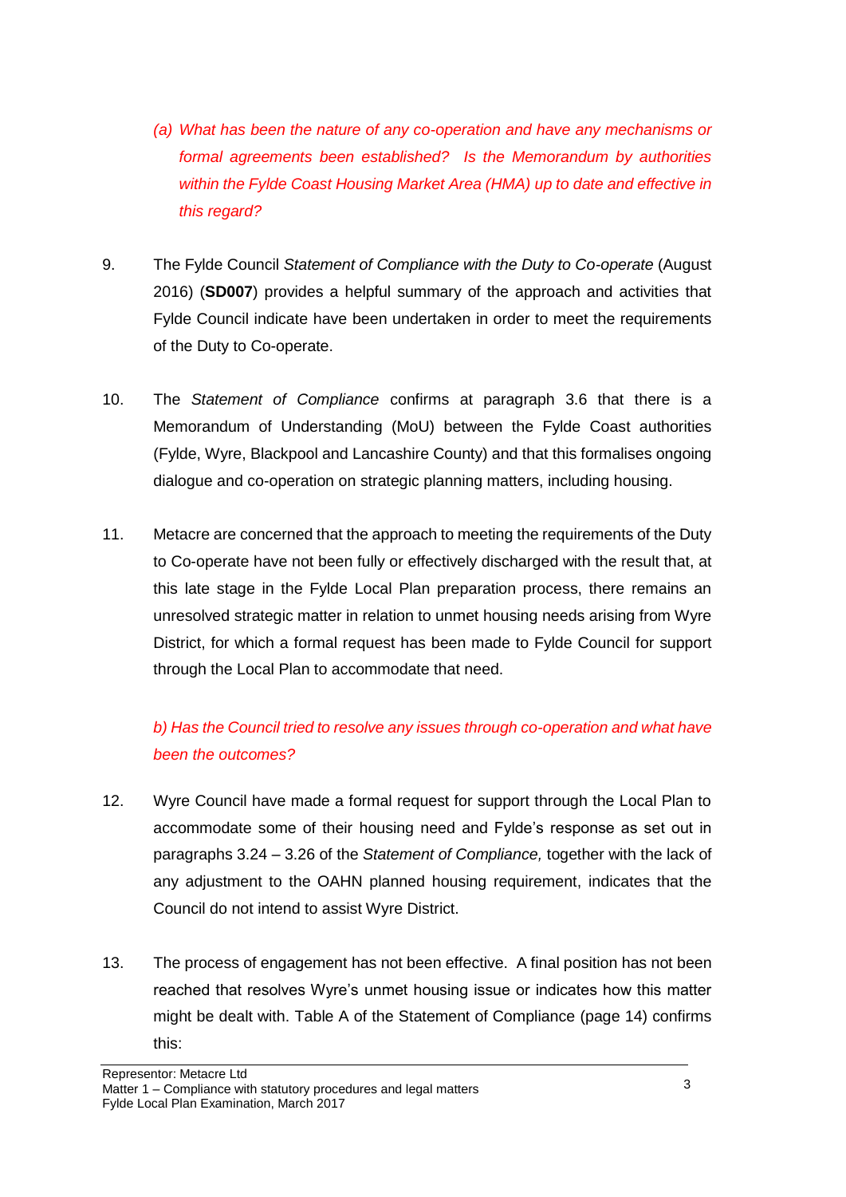*(a) What has been the nature of any co-operation and have any mechanisms or formal agreements been established? Is the Memorandum by authorities within the Fylde Coast Housing Market Area (HMA) up to date and effective in this regard?*

9. The Fylde Council *Statement of Compliance with the Duty to Co-operate* (August 2016) (**SD007**) provides a helpful summary of the approach and activities that Fylde Council indicate have been undertaken in order to meet the requirements of the Duty to Co-operate.

10. The *Statement of Compliance* confirms at paragraph 3.6 that there is a Memorandum of Understanding (MoU) between the Fylde Coast authorities (Fylde, Wyre, Blackpool and Lancashire County) and that this formalises ongoing dialogue and co-operation on strategic planning matters, including housing.

11. Metacre are concerned that the approach to meeting the requirements of the Duty to Co-operate have not been fully or effectively discharged with the result that, at this late stage in the Fylde Local Plan preparation process, there remains an unresolved strategic matter in relation to unmet housing needs arising from Wyre District, for which a formal request has been made to Fylde Council for support through the Local Plan to accommodate that need.

*b) Has the Council tried to resolve any issues through co-operation and what have been the outcomes?*

12. Wyre Council have made a formal request for support through the Local Plan to accommodate some of their housing need and Fylde's response as set out in paragraphs 3.24 – 3.26 of the *Statement of Compliance,* together with the lack of any adjustment to the OAHN planned housing requirement, indicates that the Council do not intend to assist Wyre District.

13. The process of engagement has not been effective. A final position has not been reached that resolves Wyre's unmet housing issue or indicates how this matter might be dealt with. Table A of the Statement of Compliance (page 14) confirms this: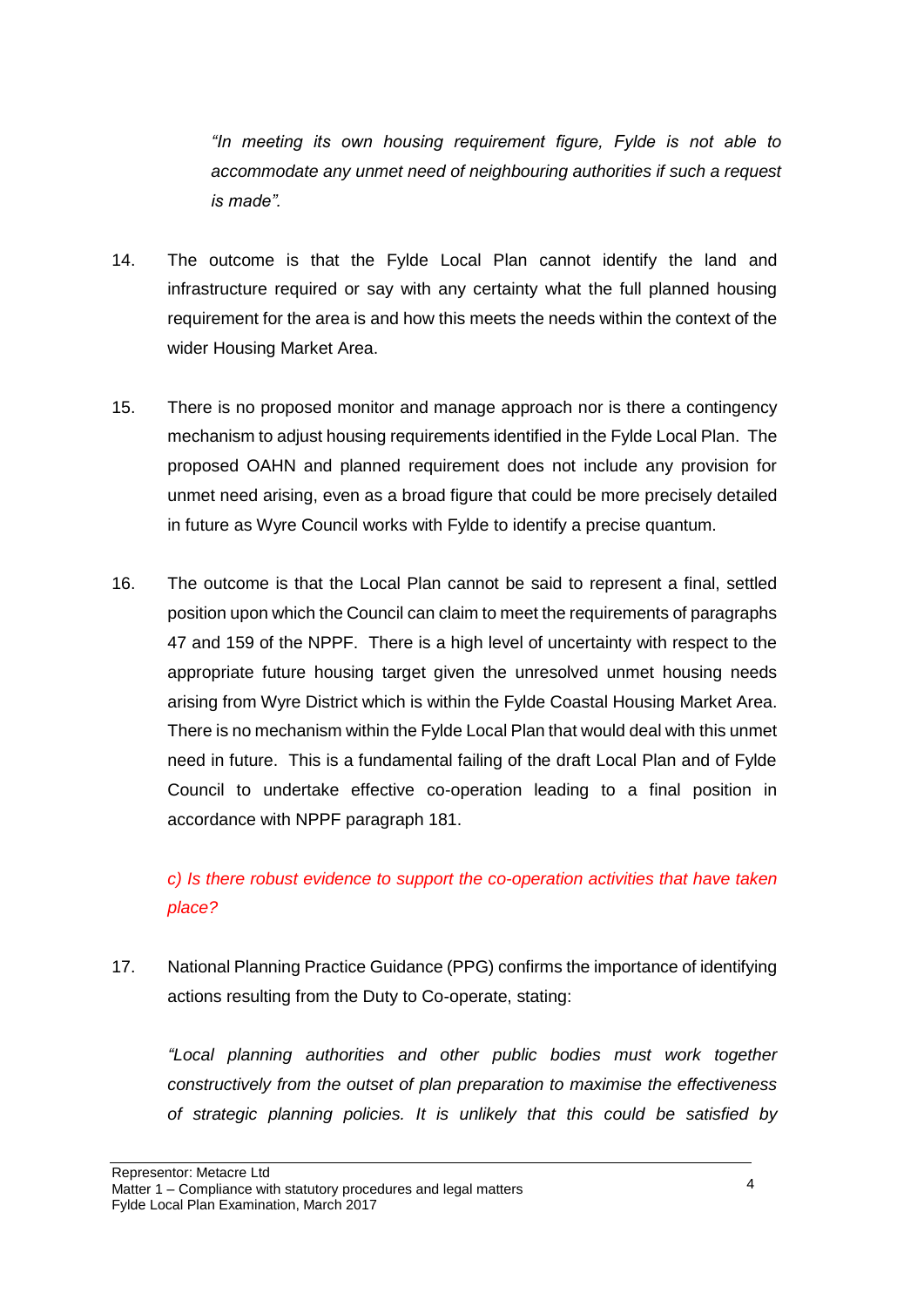*"In meeting its own housing requirement figure, Fylde is not able to accommodate any unmet need of neighbouring authorities if such a request is made".*

14. The outcome is that the Fylde Local Plan cannot identify the land and infrastructure required or say with any certainty what the full planned housing requirement for the area is and how this meets the needs within the context of the wider Housing Market Area.

15. There is no proposed monitor and manage approach nor is there a contingency mechanism to adjust housing requirements identified in the Fylde Local Plan. The proposed OAHN and planned requirement does not include any provision for unmet need arising, even as a broad figure that could be more precisely detailed in future as Wyre Council works with Fylde to identify a precise quantum.

16. The outcome is that the Local Plan cannot be said to represent a final, settled position upon which the Council can claim to meet the requirements of paragraphs 47 and 159 of the NPPF. There is a high level of uncertainty with respect to the appropriate future housing target given the unresolved unmet housing needs arising from Wyre District which is within the Fylde Coastal Housing Market Area. There is no mechanism within the Fylde Local Plan that would deal with this unmet need in future. This is a fundamental failing of the draft Local Plan and of Fylde Council to undertake effective co-operation leading to a final position in accordance with NPPF paragraph 181.

*c) Is there robust evidence to support the co-operation activities that have taken place?*

17. National Planning Practice Guidance (PPG) confirms the importance of identifying actions resulting from the Duty to Co-operate, stating:

*"Local planning authorities and other public bodies must work together constructively from the outset of plan preparation to maximise the effectiveness of strategic planning policies. It is unlikely that this could be satisfied by*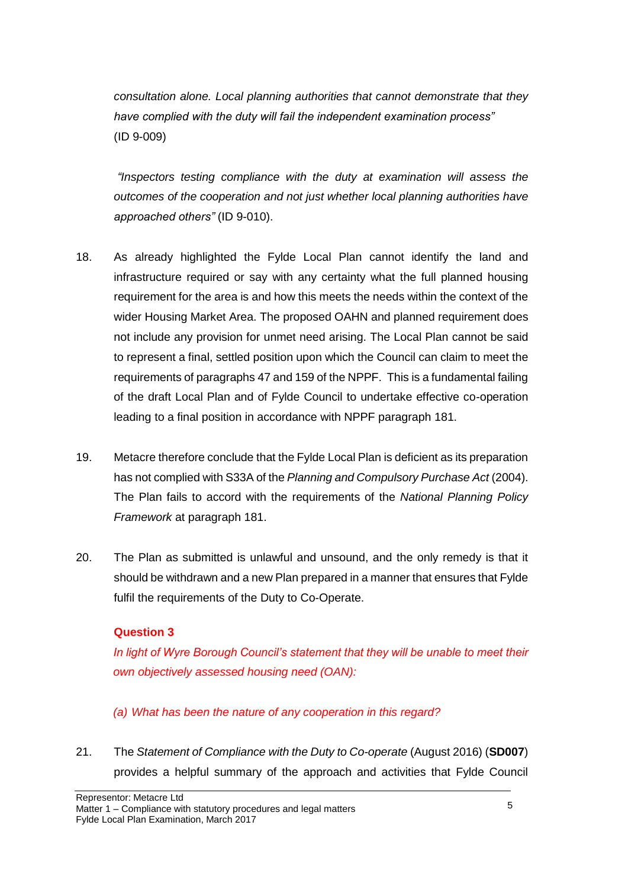*consultation alone. Local planning authorities that cannot demonstrate that they have complied with the duty will fail the independent examination process"* (ID 9-009)

*"Inspectors testing compliance with the duty at examination will assess the outcomes of the cooperation and not just whether local planning authorities have approached others"* (ID 9-010).

18. As already highlighted the Fylde Local Plan cannot identify the land and infrastructure required or say with any certainty what the full planned housing requirement for the area is and how this meets the needs within the context of the wider Housing Market Area. The proposed OAHN and planned requirement does not include any provision for unmet need arising. The Local Plan cannot be said to represent a final, settled position upon which the Council can claim to meet the requirements of paragraphs 47 and 159 of the NPPF. This is a fundamental failing of the draft Local Plan and of Fylde Council to undertake effective co-operation leading to a final position in accordance with NPPF paragraph 181.

19. Metacre therefore conclude that the Fylde Local Plan is deficient as its preparation has not complied with S33A of the *Planning and Compulsory Purchase Act* (2004). The Plan fails to accord with the requirements of the *National Planning Policy Framework* at paragraph 181.

20. The Plan as submitted is unlawful and unsound, and the only remedy is that it should be withdrawn and a new Plan prepared in a manner that ensures that Fylde fulfil the requirements of the Duty to Co-Operate.

**Question 3**

*In light of Wyre Borough Council's statement that they will be unable to meet their own objectively assessed housing need (OAN):*

*(a) What has been the nature of any cooperation in this regard?*

21. The *Statement of Compliance with the Duty to Co-operate* (August 2016) (**SD007**) provides a helpful summary of the approach and activities that Fylde Council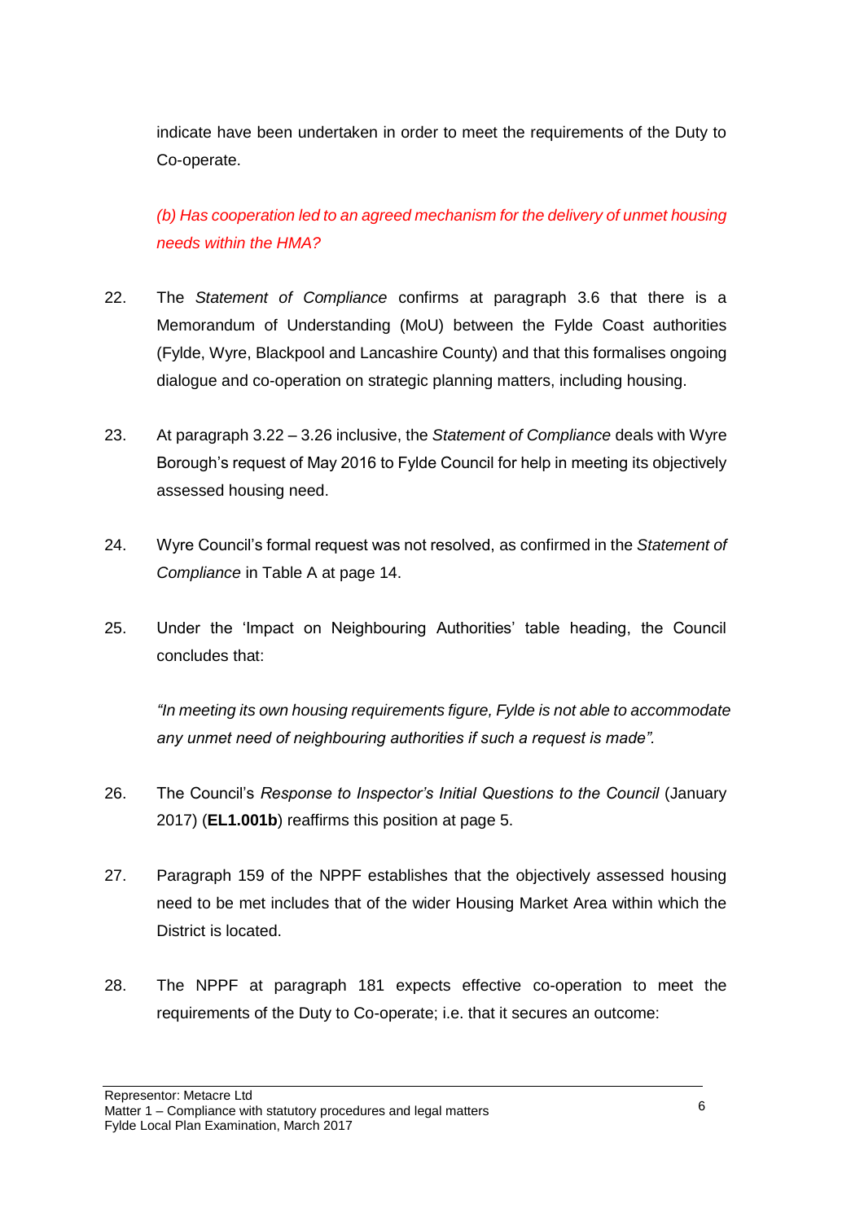indicate have been undertaken in order to meet the requirements of the Duty to Co-operate.

*(b) Has cooperation led to an agreed mechanism for the delivery of unmet housing needs within the HMA?*

22. The *Statement of Compliance* confirms at paragraph 3.6 that there is a Memorandum of Understanding (MoU) between the Fylde Coast authorities (Fylde, Wyre, Blackpool and Lancashire County) and that this formalises ongoing dialogue and co-operation on strategic planning matters, including housing.

23. At paragraph 3.22 – 3.26 inclusive, the *Statement of Compliance* deals with Wyre Borough's request of May 2016 to Fylde Council for help in meeting its objectively assessed housing need.

24. Wyre Council's formal request was not resolved, as confirmed in the *Statement of Compliance* in Table A at page 14.

25. Under the 'Impact on Neighbouring Authorities' table heading, the Council concludes that:

    *"In meeting its own housing requirements figure, Fylde is not able to accommodate any unmet need of neighbouring authorities if such a request is made".*

26. The Council's *Response to Inspector's Initial Questions to the Council* (January 2017) (**EL1.001b**) reaffirms this position at page 5.

27. Paragraph 159 of the NPPF establishes that the objectively assessed housing need to be met includes that of the wider Housing Market Area within which the District is located.

28. The NPPF at paragraph 181 expects effective co-operation to meet the requirements of the Duty to Co-operate; i.e. that it secures an outcome: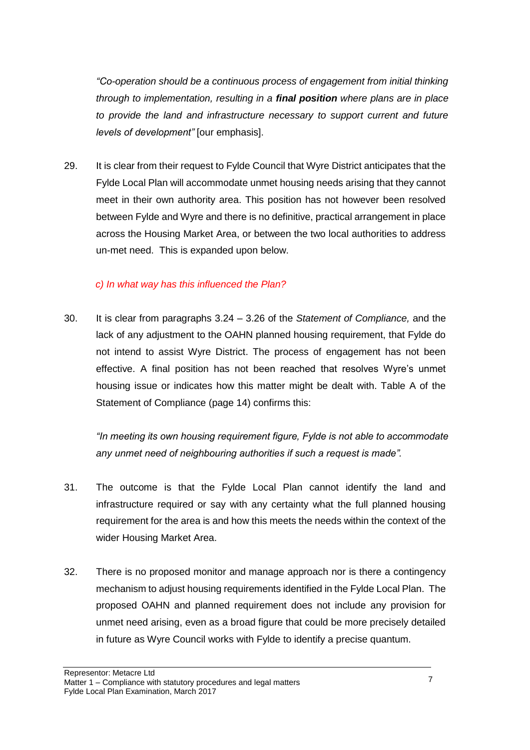*"Co-operation should be a continuous process of engagement from initial thinking through to implementation, resulting in a **final position** where plans are in place to provide the land and infrastructure necessary to support current and future levels of development"* [our emphasis].

29. It is clear from their request to Fylde Council that Wyre District anticipates that the Fylde Local Plan will accommodate unmet housing needs arising that they cannot meet in their own authority area. This position has not however been resolved between Fylde and Wyre and there is no definitive, practical arrangement in place across the Housing Market Area, or between the two local authorities to address un-met need. This is expanded upon below.

*c) In what way has this influenced the Plan?*

30. It is clear from paragraphs 3.24 – 3.26 of the *Statement of Compliance,* and the lack of any adjustment to the OAHN planned housing requirement, that Fylde do not intend to assist Wyre District. The process of engagement has not been effective. A final position has not been reached that resolves Wyre's unmet housing issue or indicates how this matter might be dealt with. Table A of the Statement of Compliance (page 14) confirms this:

*"In meeting its own housing requirement figure, Fylde is not able to accommodate any unmet need of neighbouring authorities if such a request is made".*

31. The outcome is that the Fylde Local Plan cannot identify the land and infrastructure required or say with any certainty what the full planned housing requirement for the area is and how this meets the needs within the context of the wider Housing Market Area.

32. There is no proposed monitor and manage approach nor is there a contingency mechanism to adjust housing requirements identified in the Fylde Local Plan. The proposed OAHN and planned requirement does not include any provision for unmet need arising, even as a broad figure that could be more precisely detailed in future as Wyre Council works with Fylde to identify a precise quantum.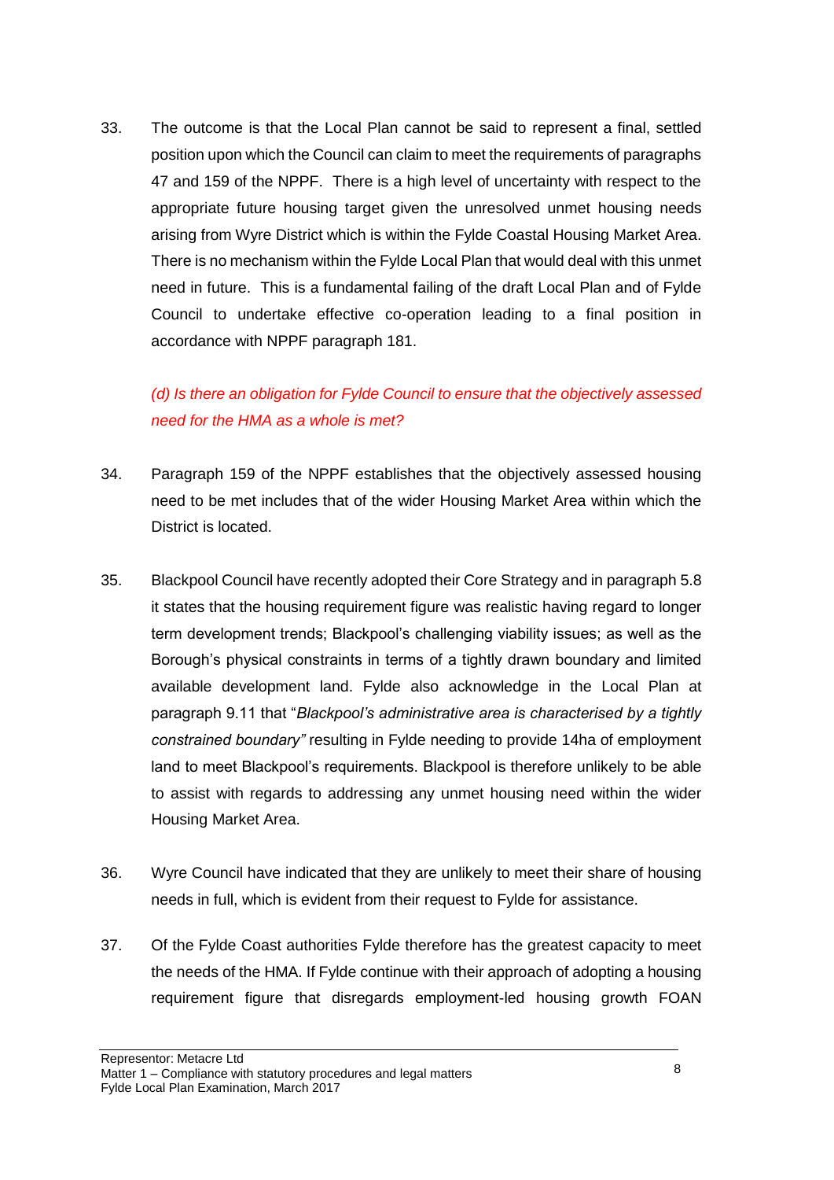33. The outcome is that the Local Plan cannot be said to represent a final, settled position upon which the Council can claim to meet the requirements of paragraphs 47 and 159 of the NPPF. There is a high level of uncertainty with respect to the appropriate future housing target given the unresolved unmet housing needs arising from Wyre District which is within the Fylde Coastal Housing Market Area. There is no mechanism within the Fylde Local Plan that would deal with this unmet need in future. This is a fundamental failing of the draft Local Plan and of Fylde Council to undertake effective co-operation leading to a final position in accordance with NPPF paragraph 181.

*(d) Is there an obligation for Fylde Council to ensure that the objectively assessed need for the HMA as a whole is met?*

34. Paragraph 159 of the NPPF establishes that the objectively assessed housing need to be met includes that of the wider Housing Market Area within which the District is located.

35. Blackpool Council have recently adopted their Core Strategy and in paragraph 5.8 it states that the housing requirement figure was realistic having regard to longer term development trends; Blackpool's challenging viability issues; as well as the Borough's physical constraints in terms of a tightly drawn boundary and limited available development land. Fylde also acknowledge in the Local Plan at paragraph 9.11 that "*Blackpool's administrative area is characterised by a tightly constrained boundary"* resulting in Fylde needing to provide 14ha of employment land to meet Blackpool's requirements. Blackpool is therefore unlikely to be able to assist with regards to addressing any unmet housing need within the wider Housing Market Area.

36. Wyre Council have indicated that they are unlikely to meet their share of housing needs in full, which is evident from their request to Fylde for assistance.

37. Of the Fylde Coast authorities Fylde therefore has the greatest capacity to meet the needs of the HMA. If Fylde continue with their approach of adopting a housing requirement figure that disregards employment-led housing growth FOAN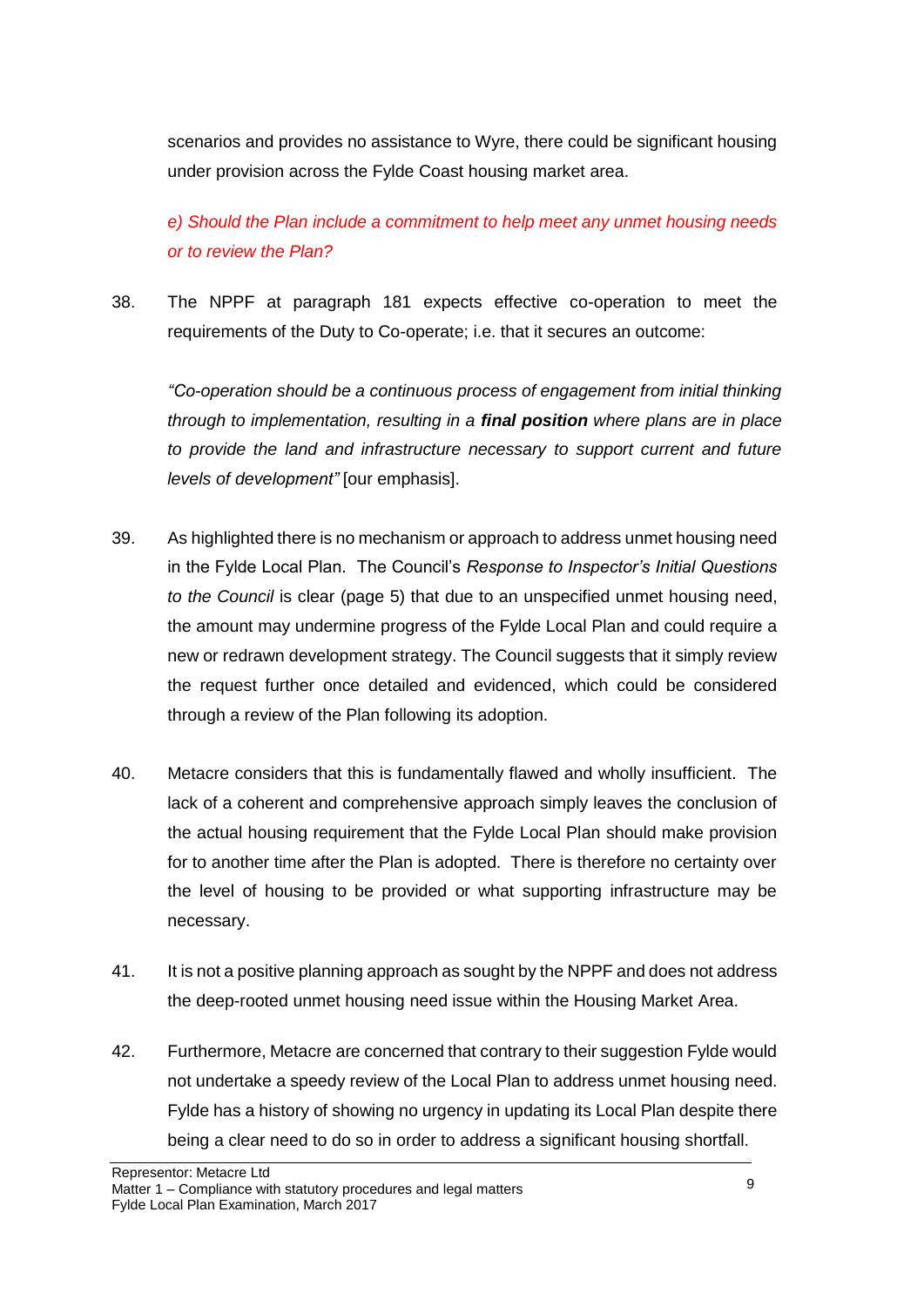scenarios and provides no assistance to Wyre, there could be significant housing under provision across the Fylde Coast housing market area.

*e) Should the Plan include a commitment to help meet any unmet housing needs or to review the Plan?*

38. The NPPF at paragraph 181 expects effective co-operation to meet the requirements of the Duty to Co-operate; i.e. that it secures an outcome:

    *"Co-operation should be a continuous process of engagement from initial thinking through to implementation, resulting in a* ***final position*** *where plans are in place to provide the land and infrastructure necessary to support current and future levels of development"* [our emphasis].

39. As highlighted there is no mechanism or approach to address unmet housing need in the Fylde Local Plan. The Council's *Response to Inspector's Initial Questions to the Council* is clear (page 5) that due to an unspecified unmet housing need, the amount may undermine progress of the Fylde Local Plan and could require a new or redrawn development strategy. The Council suggests that it simply review the request further once detailed and evidenced, which could be considered through a review of the Plan following its adoption.

40. Metacre considers that this is fundamentally flawed and wholly insufficient. The lack of a coherent and comprehensive approach simply leaves the conclusion of the actual housing requirement that the Fylde Local Plan should make provision for to another time after the Plan is adopted. There is therefore no certainty over the level of housing to be provided or what supporting infrastructure may be necessary.

41. It is not a positive planning approach as sought by the NPPF and does not address the deep-rooted unmet housing need issue within the Housing Market Area.

42. Furthermore, Metacre are concerned that contrary to their suggestion Fylde would not undertake a speedy review of the Local Plan to address unmet housing need. Fylde has a history of showing no urgency in updating its Local Plan despite there being a clear need to do so in order to address a significant housing shortfall.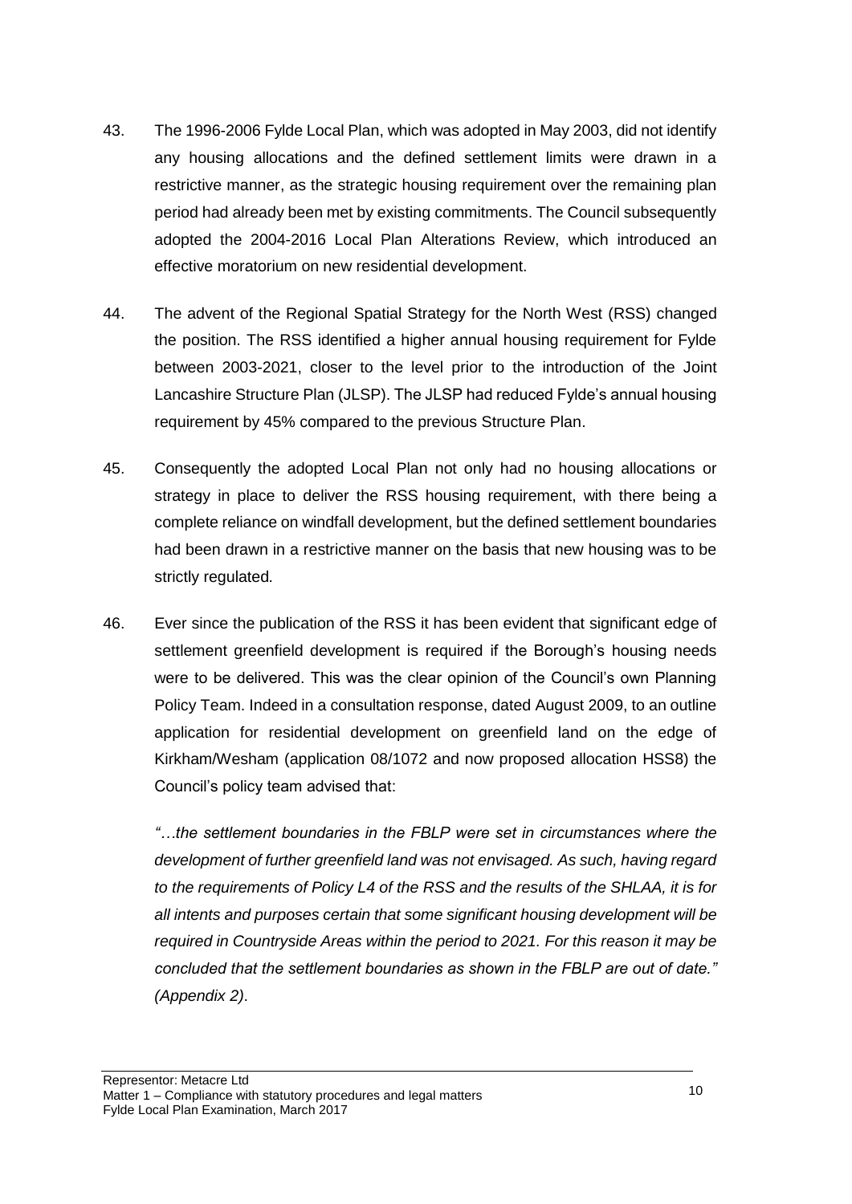43. The 1996-2006 Fylde Local Plan, which was adopted in May 2003, did not identify any housing allocations and the defined settlement limits were drawn in a restrictive manner, as the strategic housing requirement over the remaining plan period had already been met by existing commitments. The Council subsequently adopted the 2004-2016 Local Plan Alterations Review, which introduced an effective moratorium on new residential development.

44. The advent of the Regional Spatial Strategy for the North West (RSS) changed the position. The RSS identified a higher annual housing requirement for Fylde between 2003-2021, closer to the level prior to the introduction of the Joint Lancashire Structure Plan (JLSP). The JLSP had reduced Fylde's annual housing requirement by 45% compared to the previous Structure Plan.

45. Consequently the adopted Local Plan not only had no housing allocations or strategy in place to deliver the RSS housing requirement, with there being a complete reliance on windfall development, but the defined settlement boundaries had been drawn in a restrictive manner on the basis that new housing was to be strictly regulated.

46. Ever since the publication of the RSS it has been evident that significant edge of settlement greenfield development is required if the Borough's housing needs were to be delivered. This was the clear opinion of the Council's own Planning Policy Team. Indeed in a consultation response, dated August 2009, to an outline application for residential development on greenfield land on the edge of Kirkham/Wesham (application 08/1072 and now proposed allocation HSS8) the Council's policy team advised that:

    *"…the settlement boundaries in the FBLP were set in circumstances where the development of further greenfield land was not envisaged. As such, having regard to the requirements of Policy L4 of the RSS and the results of the SHLAA, it is for all intents and purposes certain that some significant housing development will be required in Countryside Areas within the period to 2021. For this reason it may be concluded that the settlement boundaries as shown in the FBLP are out of date." (Appendix 2).*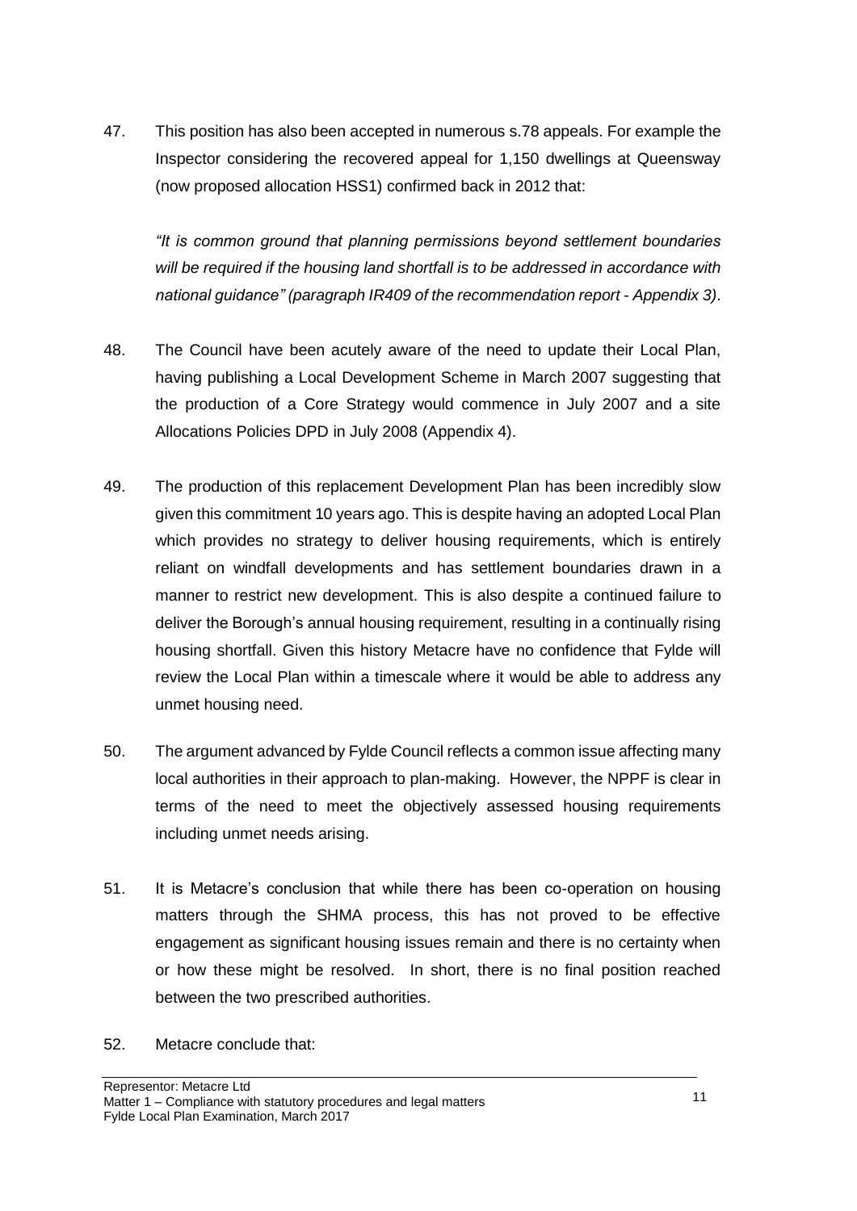47. This position has also been accepted in numerous s.78 appeals. For example the Inspector considering the recovered appeal for 1,150 dwellings at Queensway (now proposed allocation HSS1) confirmed back in 2012 that:

    *"It is common ground that planning permissions beyond settlement boundaries will be required if the housing land shortfall is to be addressed in accordance with national guidance" (paragraph IR409 of the recommendation report - Appendix 3)*.

48. The Council have been acutely aware of the need to update their Local Plan, having publishing a Local Development Scheme in March 2007 suggesting that the production of a Core Strategy would commence in July 2007 and a site Allocations Policies DPD in July 2008 (Appendix 4).

49. The production of this replacement Development Plan has been incredibly slow given this commitment 10 years ago. This is despite having an adopted Local Plan which provides no strategy to deliver housing requirements, which is entirely reliant on windfall developments and has settlement boundaries drawn in a manner to restrict new development. This is also despite a continued failure to deliver the Borough's annual housing requirement, resulting in a continually rising housing shortfall. Given this history Metacre have no confidence that Fylde will review the Local Plan within a timescale where it would be able to address any unmet housing need.

50. The argument advanced by Fylde Council reflects a common issue affecting many local authorities in their approach to plan-making. However, the NPPF is clear in terms of the need to meet the objectively assessed housing requirements including unmet needs arising.

51. It is Metacre's conclusion that while there has been co-operation on housing matters through the SHMA process, this has not proved to be effective engagement as significant housing issues remain and there is no certainty when or how these might be resolved. In short, there is no final position reached between the two prescribed authorities.

52. Metacre conclude that: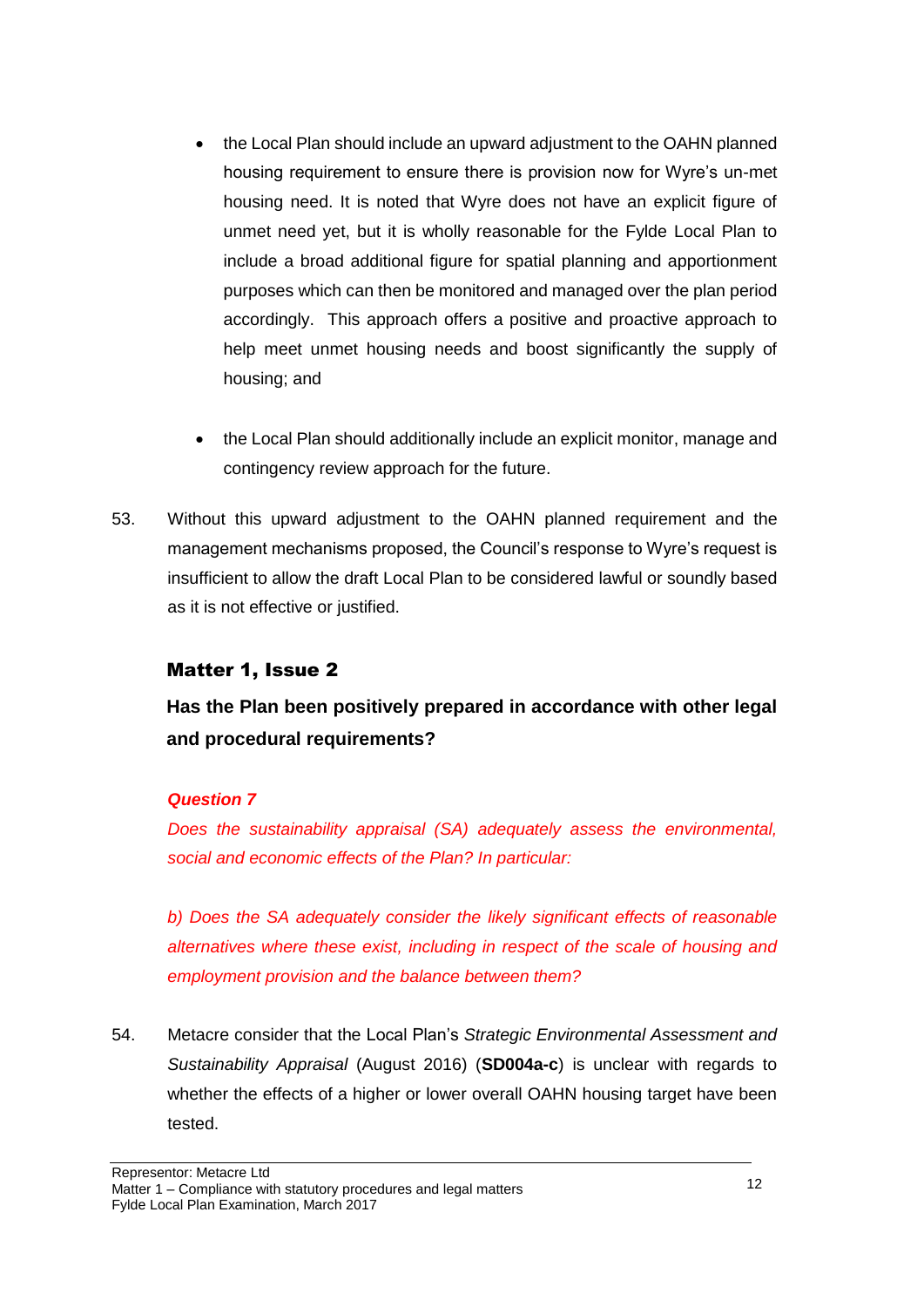- the Local Plan should include an upward adjustment to the OAHN planned housing requirement to ensure there is provision now for Wyre's un-met housing need. It is noted that Wyre does not have an explicit figure of unmet need yet, but it is wholly reasonable for the Fylde Local Plan to include a broad additional figure for spatial planning and apportionment purposes which can then be monitored and managed over the plan period accordingly. This approach offers a positive and proactive approach to help meet unmet housing needs and boost significantly the supply of housing; and

- the Local Plan should additionally include an explicit monitor, manage and contingency review approach for the future.

53. Without this upward adjustment to the OAHN planned requirement and the management mechanisms proposed, the Council's response to Wyre's request is insufficient to allow the draft Local Plan to be considered lawful or soundly based as it is not effective or justified.

## Matter 1, Issue 2

**Has the Plan been positively prepared in accordance with other legal and procedural requirements?**

***Question 7***

*Does the sustainability appraisal (SA) adequately assess the environmental, social and economic effects of the Plan? In particular:*

*b) Does the SA adequately consider the likely significant effects of reasonable alternatives where these exist, including in respect of the scale of housing and employment provision and the balance between them?*

54. Metacre consider that the Local Plan's *Strategic Environmental Assessment and Sustainability Appraisal* (August 2016) (**SD004a-c**) is unclear with regards to whether the effects of a higher or lower overall OAHN housing target have been tested.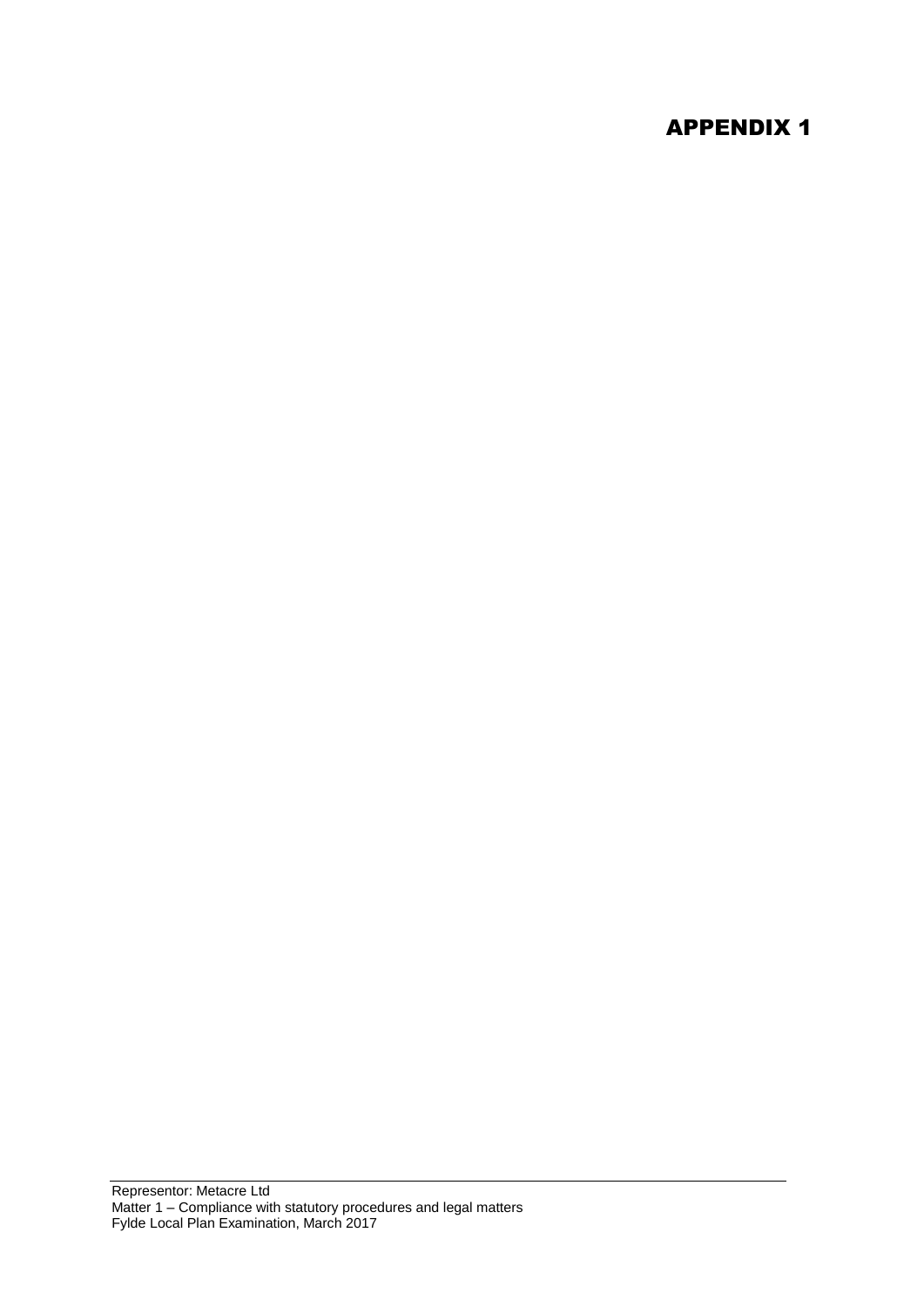# APPENDIX 1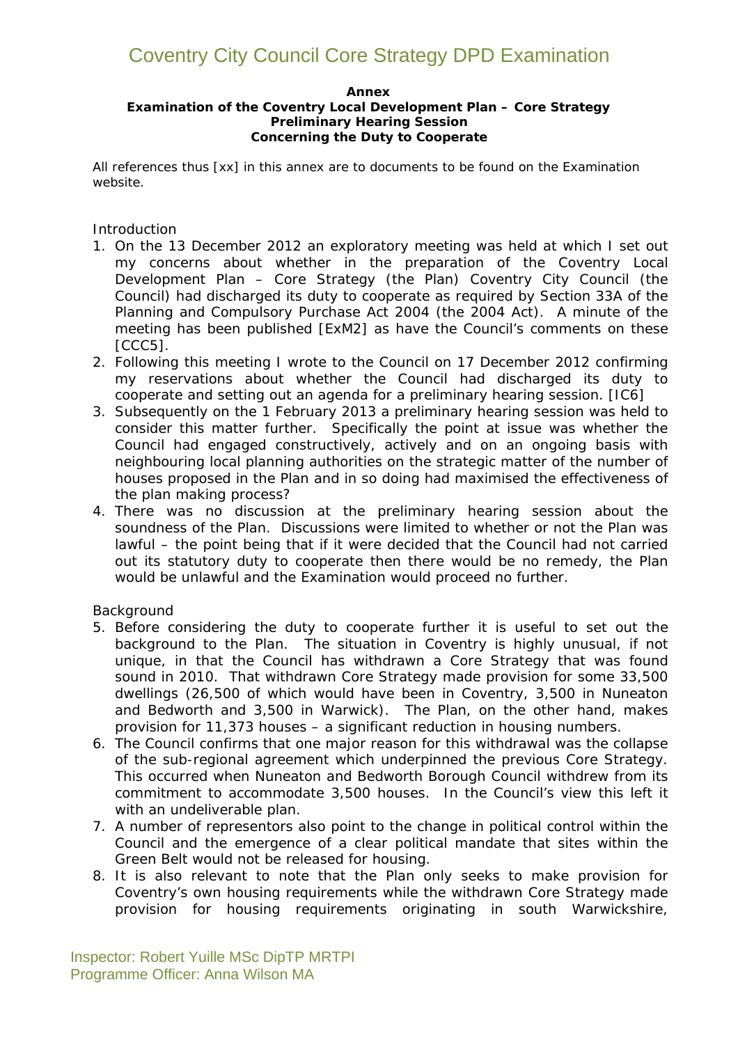**Annex**
**Examination of the Coventry Local Development Plan – Core Strategy**
**Preliminary Hearing Session**
**Concerning the Duty to Cooperate**

All references thus [xx] in this annex are to documents to be found on the Examination website.

Introduction

1. On the 13 December 2012 an exploratory meeting was held at which I set out my concerns about whether in the preparation of the Coventry Local Development Plan – Core Strategy (the Plan) Coventry City Council (the Council) had discharged its duty to cooperate as required by Section 33A of the Planning and Compulsory Purchase Act 2004 (the 2004 Act). A minute of the meeting has been published [ExM2] as have the Council's comments on these [CCC5].
2. Following this meeting I wrote to the Council on 17 December 2012 confirming my reservations about whether the Council had discharged its duty to cooperate and setting out an agenda for a preliminary hearing session. [IC6]
3. Subsequently on the 1 February 2013 a preliminary hearing session was held to consider this matter further. Specifically the point at issue was whether the Council had engaged constructively, actively and on an ongoing basis with neighbouring local planning authorities on the strategic matter of the number of houses proposed in the Plan and in so doing had maximised the effectiveness of the plan making process?
4. There was no discussion at the preliminary hearing session about the soundness of the Plan. Discussions were limited to whether or not the Plan was lawful – the point being that if it were decided that the Council had not carried out its statutory duty to cooperate then there would be no remedy, the Plan would be unlawful and the Examination would proceed no further.

Background

5. Before considering the duty to cooperate further it is useful to set out the background to the Plan. The situation in Coventry is highly unusual, if not unique, in that the Council has withdrawn a Core Strategy that was found sound in 2010. That withdrawn Core Strategy made provision for some 33,500 dwellings (26,500 of which would have been in Coventry, 3,500 in Nuneaton and Bedworth and 3,500 in Warwick). The Plan, on the other hand, makes provision for 11,373 houses – a significant reduction in housing numbers.
6. The Council confirms that one major reason for this withdrawal was the collapse of the sub-regional agreement which underpinned the previous Core Strategy. This occurred when Nuneaton and Bedworth Borough Council withdrew from its commitment to accommodate 3,500 houses. In the Council's view this left it with an undeliverable plan.
7. A number of representors also point to the change in political control within the Council and the emergence of a clear political mandate that sites within the Green Belt would not be released for housing.
8. It is also relevant to note that the Plan only seeks to make provision for Coventry's own housing requirements while the withdrawn Core Strategy made provision for housing requirements originating in south Warwickshire,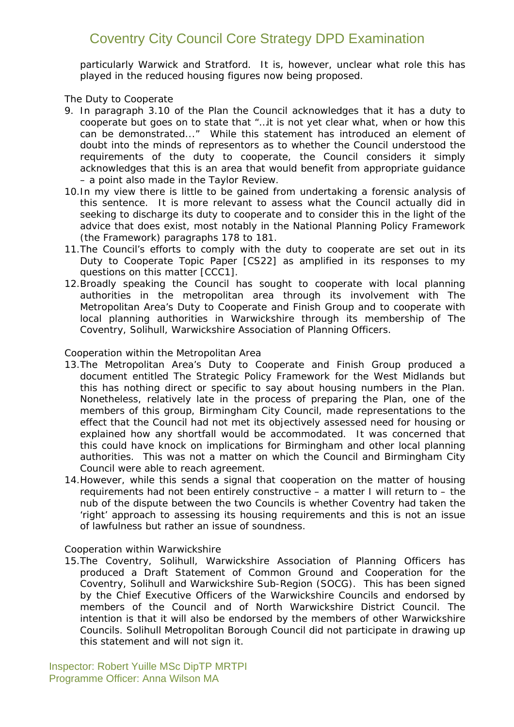particularly Warwick and Stratford. It is, however, unclear what role this has played in the reduced housing figures now being proposed.

The Duty to Cooperate

9. In paragraph 3.10 of the Plan the Council acknowledges that it has a duty to cooperate but goes on to state that "…it is not yet clear what, when or how this can be demonstrated…" While this statement has introduced an element of doubt into the minds of representors as to whether the Council understood the requirements of the duty to cooperate, the Council considers it simply acknowledges that this is an area that would benefit from appropriate guidance – a point also made in the Taylor Review.
10. In my view there is little to be gained from undertaking a forensic analysis of this sentence. It is more relevant to assess what the Council actually did in seeking to discharge its duty to cooperate and to consider this in the light of the advice that does exist, most notably in the National Planning Policy Framework (the Framework) paragraphs 178 to 181.
11. The Council's efforts to comply with the duty to cooperate are set out in its Duty to Cooperate Topic Paper [CS22] as amplified in its responses to my questions on this matter [CCC1].
12. Broadly speaking the Council has sought to cooperate with local planning authorities in the metropolitan area through its involvement with The Metropolitan Area's Duty to Cooperate and Finish Group and to cooperate with local planning authorities in Warwickshire through its membership of The Coventry, Solihull, Warwickshire Association of Planning Officers.

Cooperation within the Metropolitan Area

13. The Metropolitan Area's Duty to Cooperate and Finish Group produced a document entitled The Strategic Policy Framework for the West Midlands but this has nothing direct or specific to say about housing numbers in the Plan. Nonetheless, relatively late in the process of preparing the Plan, one of the members of this group, Birmingham City Council, made representations to the effect that the Council had not met its objectively assessed need for housing or explained how any shortfall would be accommodated. It was concerned that this could have knock on implications for Birmingham and other local planning authorities. This was not a matter on which the Council and Birmingham City Council were able to reach agreement.
14. However, while this sends a signal that cooperation on the matter of housing requirements had not been entirely constructive – a matter I will return to – the nub of the dispute between the two Councils is whether Coventry had taken the 'right' approach to assessing its housing requirements and this is not an issue of lawfulness but rather an issue of soundness.

Cooperation within Warwickshire

15. The Coventry, Solihull, Warwickshire Association of Planning Officers has produced a Draft Statement of Common Ground and Cooperation for the Coventry, Solihull and Warwickshire Sub-Region (SOCG). This has been signed by the Chief Executive Officers of the Warwickshire Councils and endorsed by members of the Council and of North Warwickshire District Council. The intention is that it will also be endorsed by the members of other Warwickshire Councils. Solihull Metropolitan Borough Council did not participate in drawing up this statement and will not sign it.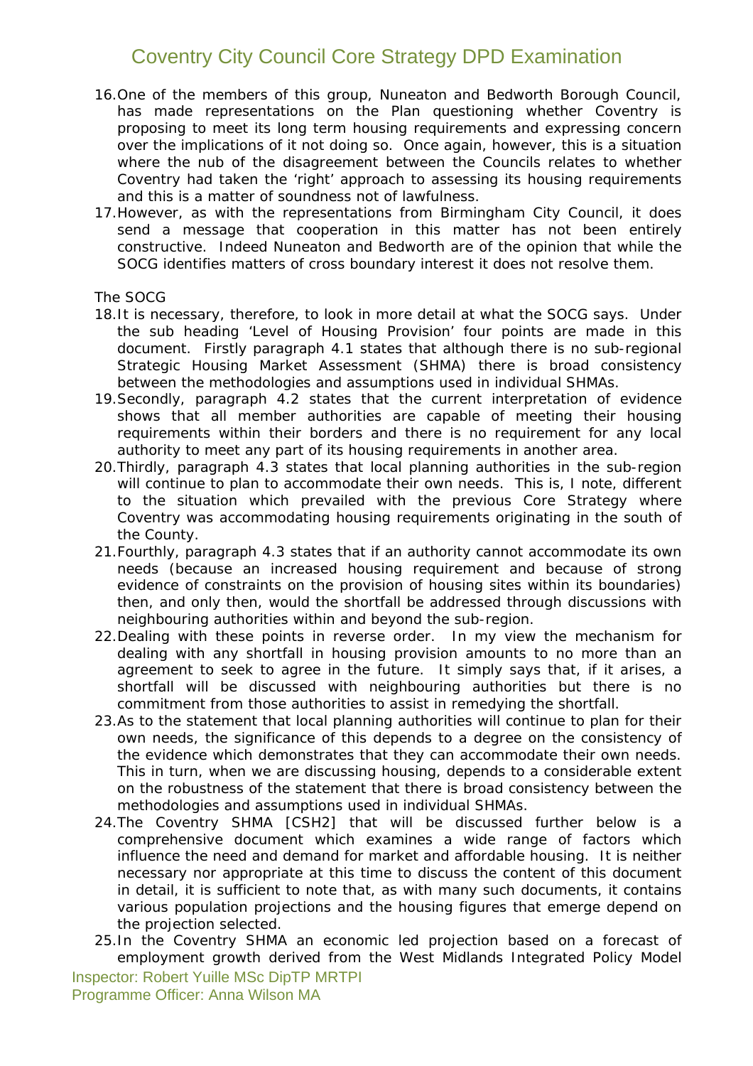16. One of the members of this group, Nuneaton and Bedworth Borough Council, has made representations on the Plan questioning whether Coventry is proposing to meet its long term housing requirements and expressing concern over the implications of it not doing so. Once again, however, this is a situation where the nub of the disagreement between the Councils relates to whether Coventry had taken the 'right' approach to assessing its housing requirements and this is a matter of soundness not of lawfulness.
17. However, as with the representations from Birmingham City Council, it does send a message that cooperation in this matter has not been entirely constructive. Indeed Nuneaton and Bedworth are of the opinion that while the SOCG identifies matters of cross boundary interest it does not resolve them.

The SOCG

18. It is necessary, therefore, to look in more detail at what the SOCG says. Under the sub heading 'Level of Housing Provision' four points are made in this document. Firstly paragraph 4.1 states that although there is no sub-regional Strategic Housing Market Assessment (SHMA) there is broad consistency between the methodologies and assumptions used in individual SHMAs.
19. Secondly, paragraph 4.2 states that the current interpretation of evidence shows that all member authorities are capable of meeting their housing requirements within their borders and there is no requirement for any local authority to meet any part of its housing requirements in another area.
20. Thirdly, paragraph 4.3 states that local planning authorities in the sub-region will continue to plan to accommodate their own needs. This is, I note, different to the situation which prevailed with the previous Core Strategy where Coventry was accommodating housing requirements originating in the south of the County.
21. Fourthly, paragraph 4.3 states that if an authority cannot accommodate its own needs (because an increased housing requirement and because of strong evidence of constraints on the provision of housing sites within its boundaries) then, and only then, would the shortfall be addressed through discussions with neighbouring authorities within and beyond the sub-region.
22. Dealing with these points in reverse order. In my view the mechanism for dealing with any shortfall in housing provision amounts to no more than an agreement to seek to agree in the future. It simply says that, if it arises, a shortfall will be discussed with neighbouring authorities but there is no commitment from those authorities to assist in remedying the shortfall.
23. As to the statement that local planning authorities will continue to plan for their own needs, the significance of this depends to a degree on the consistency of the evidence which demonstrates that they can accommodate their own needs. This in turn, when we are discussing housing, depends to a considerable extent on the robustness of the statement that there is broad consistency between the methodologies and assumptions used in individual SHMAs.
24. The Coventry SHMA [CSH2] that will be discussed further below is a comprehensive document which examines a wide range of factors which influence the need and demand for market and affordable housing. It is neither necessary nor appropriate at this time to discuss the content of this document in detail, it is sufficient to note that, as with many such documents, it contains various population projections and the housing figures that emerge depend on the projection selected.
25. In the Coventry SHMA an economic led projection based on a forecast of employment growth derived from the West Midlands Integrated Policy Model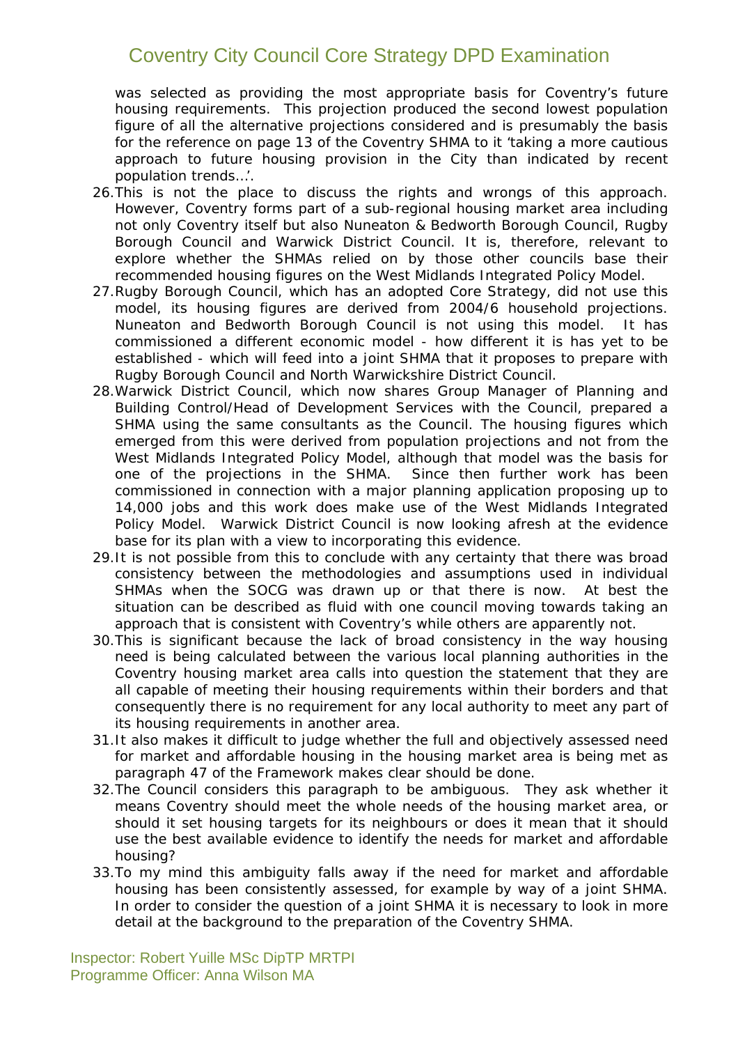was selected as providing the most appropriate basis for Coventry's future housing requirements. This projection produced the second lowest population figure of all the alternative projections considered and is presumably the basis for the reference on page 13 of the Coventry SHMA to it 'taking a more cautious approach to future housing provision in the City than indicated by recent population trends…'.

26. This is not the place to discuss the rights and wrongs of this approach. However, Coventry forms part of a sub-regional housing market area including not only Coventry itself but also Nuneaton & Bedworth Borough Council, Rugby Borough Council and Warwick District Council. It is, therefore, relevant to explore whether the SHMAs relied on by those other councils base their recommended housing figures on the West Midlands Integrated Policy Model.

27. Rugby Borough Council, which has an adopted Core Strategy, did not use this model, its housing figures are derived from 2004/6 household projections. Nuneaton and Bedworth Borough Council is not using this model. It has commissioned a different economic model - how different it is has yet to be established - which will feed into a joint SHMA that it proposes to prepare with Rugby Borough Council and North Warwickshire District Council.

28. Warwick District Council, which now shares Group Manager of Planning and Building Control/Head of Development Services with the Council, prepared a SHMA using the same consultants as the Council. The housing figures which emerged from this were derived from population projections and not from the West Midlands Integrated Policy Model, although that model was the basis for one of the projections in the SHMA. Since then further work has been commissioned in connection with a major planning application proposing up to 14,000 jobs and this work does make use of the West Midlands Integrated Policy Model. Warwick District Council is now looking afresh at the evidence base for its plan with a view to incorporating this evidence.

29. It is not possible from this to conclude with any certainty that there was broad consistency between the methodologies and assumptions used in individual SHMAs when the SOCG was drawn up or that there is now. At best the situation can be described as fluid with one council moving towards taking an approach that is consistent with Coventry's while others are apparently not.

30. This is significant because the lack of broad consistency in the way housing need is being calculated between the various local planning authorities in the Coventry housing market area calls into question the statement that they are all capable of meeting their housing requirements within their borders and that consequently there is no requirement for any local authority to meet any part of its housing requirements in another area.

31. It also makes it difficult to judge whether the full and objectively assessed need for market and affordable housing in the housing market area is being met as paragraph 47 of the Framework makes clear should be done.

32. The Council considers this paragraph to be ambiguous. They ask whether it means Coventry should meet the whole needs of the housing market area, or should it set housing targets for its neighbours or does it mean that it should use the best available evidence to identify the needs for market and affordable housing?

33. To my mind this ambiguity falls away if the need for market and affordable housing has been consistently assessed, for example by way of a joint SHMA. In order to consider the question of a joint SHMA it is necessary to look in more detail at the background to the preparation of the Coventry SHMA.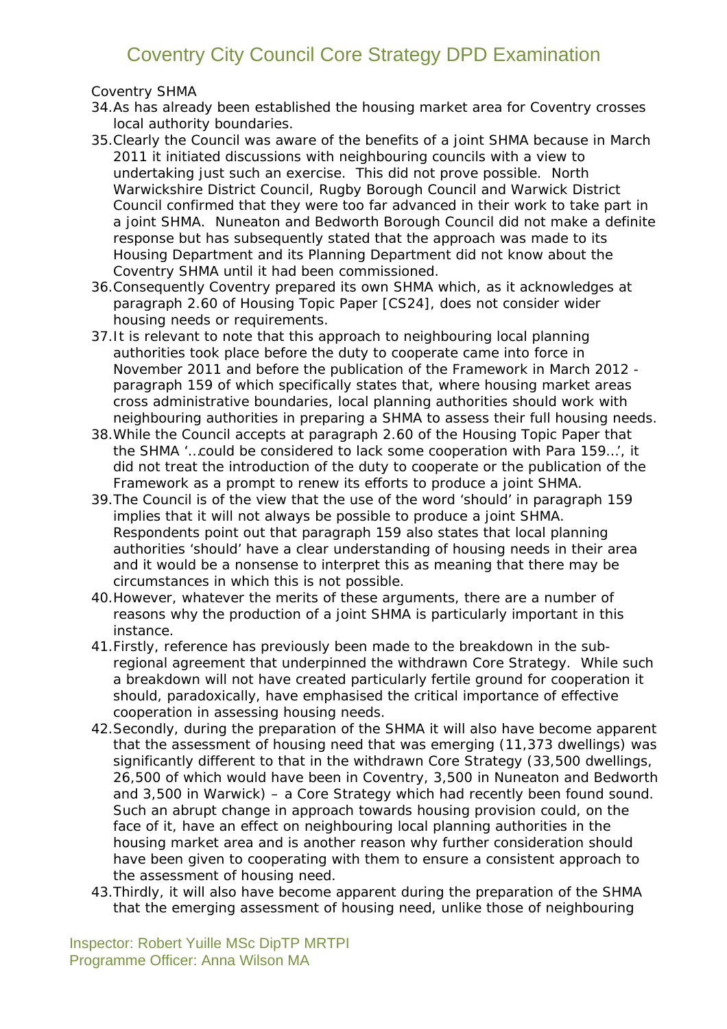Coventry SHMA

34. As has already been established the housing market area for Coventry crosses local authority boundaries.
35. Clearly the Council was aware of the benefits of a joint SHMA because in March 2011 it initiated discussions with neighbouring councils with a view to undertaking just such an exercise. This did not prove possible. North Warwickshire District Council, Rugby Borough Council and Warwick District Council confirmed that they were too far advanced in their work to take part in a joint SHMA. Nuneaton and Bedworth Borough Council did not make a definite response but has subsequently stated that the approach was made to its Housing Department and its Planning Department did not know about the Coventry SHMA until it had been commissioned.
36. Consequently Coventry prepared its own SHMA which, as it acknowledges at paragraph 2.60 of Housing Topic Paper [CS24], does not consider wider housing needs or requirements.
37. It is relevant to note that this approach to neighbouring local planning authorities took place before the duty to cooperate came into force in November 2011 and before the publication of the Framework in March 2012 - paragraph 159 of which specifically states that, where housing market areas cross administrative boundaries, local planning authorities should work with neighbouring authorities in preparing a SHMA to assess their full housing needs.
38. While the Council accepts at paragraph 2.60 of the Housing Topic Paper that the SHMA '…could be considered to lack some cooperation with Para 159…', it did not treat the introduction of the duty to cooperate or the publication of the Framework as a prompt to renew its efforts to produce a joint SHMA.
39. The Council is of the view that the use of the word 'should' in paragraph 159 implies that it will not always be possible to produce a joint SHMA. Respondents point out that paragraph 159 also states that local planning authorities 'should' have a clear understanding of housing needs in their area and it would be a nonsense to interpret this as meaning that there may be circumstances in which this is not possible.
40. However, whatever the merits of these arguments, there are a number of reasons why the production of a joint SHMA is particularly important in this instance.
41. Firstly, reference has previously been made to the breakdown in the sub-regional agreement that underpinned the withdrawn Core Strategy. While such a breakdown will not have created particularly fertile ground for cooperation it should, paradoxically, have emphasised the critical importance of effective cooperation in assessing housing needs.
42. Secondly, during the preparation of the SHMA it will also have become apparent that the assessment of housing need that was emerging (11,373 dwellings) was significantly different to that in the withdrawn Core Strategy (33,500 dwellings, 26,500 of which would have been in Coventry, 3,500 in Nuneaton and Bedworth and 3,500 in Warwick) – a Core Strategy which had recently been found sound. Such an abrupt change in approach towards housing provision could, on the face of it, have an effect on neighbouring local planning authorities in the housing market area and is another reason why further consideration should have been given to cooperating with them to ensure a consistent approach to the assessment of housing need.
43. Thirdly, it will also have become apparent during the preparation of the SHMA that the emerging assessment of housing need, unlike those of neighbouring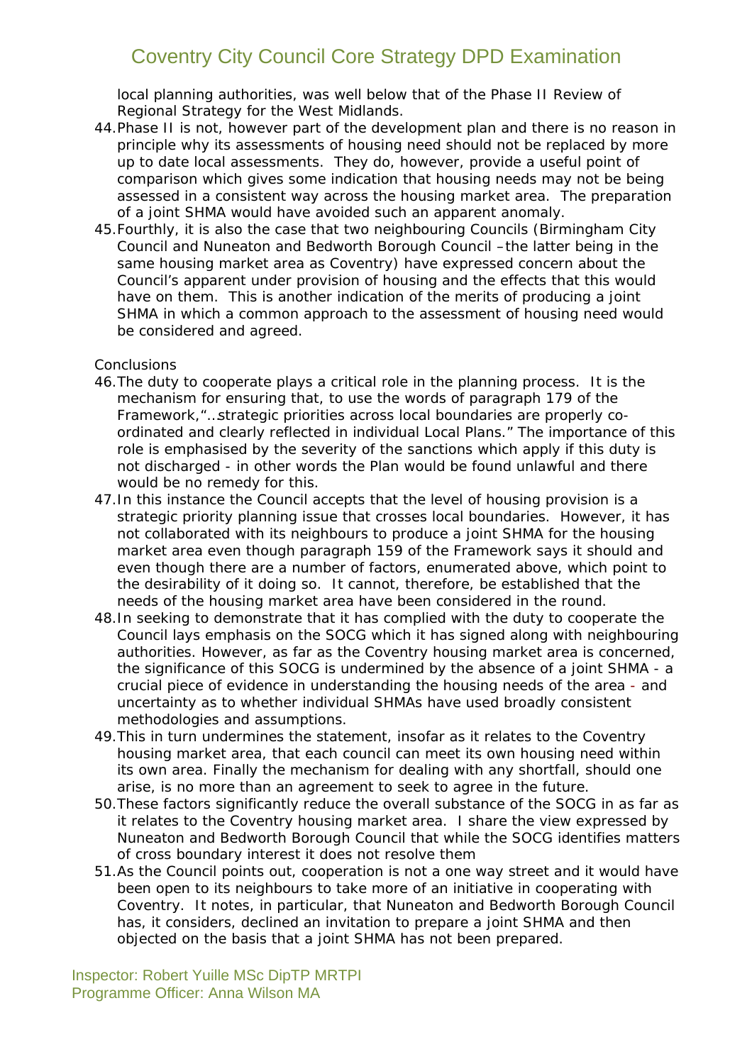local planning authorities, was well below that of the Phase II Review of Regional Strategy for the West Midlands.

44. Phase II is not, however part of the development plan and there is no reason in principle why its assessments of housing need should not be replaced by more up to date local assessments. They do, however, provide a useful point of comparison which gives some indication that housing needs may not be being assessed in a consistent way across the housing market area. The preparation of a joint SHMA would have avoided such an apparent anomaly.
45. Fourthly, it is also the case that two neighbouring Councils (Birmingham City Council and Nuneaton and Bedworth Borough Council –the latter being in the same housing market area as Coventry) have expressed concern about the Council's apparent under provision of housing and the effects that this would have on them. This is another indication of the merits of producing a joint SHMA in which a common approach to the assessment of housing need would be considered and agreed.

Conclusions

46. The duty to cooperate plays a critical role in the planning process. It is the mechanism for ensuring that, to use the words of paragraph 179 of the Framework,"…strategic priorities across local boundaries are properly co-ordinated and clearly reflected in individual Local Plans." The importance of this role is emphasised by the severity of the sanctions which apply if this duty is not discharged - in other words the Plan would be found unlawful and there would be no remedy for this.
47. In this instance the Council accepts that the level of housing provision is a strategic priority planning issue that crosses local boundaries. However, it has not collaborated with its neighbours to produce a joint SHMA for the housing market area even though paragraph 159 of the Framework says it should and even though there are a number of factors, enumerated above, which point to the desirability of it doing so. It cannot, therefore, be established that the needs of the housing market area have been considered in the round.
48. In seeking to demonstrate that it has complied with the duty to cooperate the Council lays emphasis on the SOCG which it has signed along with neighbouring authorities. However, as far as the Coventry housing market area is concerned, the significance of this SOCG is undermined by the absence of a joint SHMA - a crucial piece of evidence in understanding the housing needs of the area - and uncertainty as to whether individual SHMAs have used broadly consistent methodologies and assumptions.
49. This in turn undermines the statement, insofar as it relates to the Coventry housing market area, that each council can meet its own housing need within its own area. Finally the mechanism for dealing with any shortfall, should one arise, is no more than an agreement to seek to agree in the future.
50. These factors significantly reduce the overall substance of the SOCG in as far as it relates to the Coventry housing market area. I share the view expressed by Nuneaton and Bedworth Borough Council that while the SOCG identifies matters of cross boundary interest it does not resolve them
51. As the Council points out, cooperation is not a one way street and it would have been open to its neighbours to take more of an initiative in cooperating with Coventry. It notes, in particular, that Nuneaton and Bedworth Borough Council has, it considers, declined an invitation to prepare a joint SHMA and then objected on the basis that a joint SHMA has not been prepared.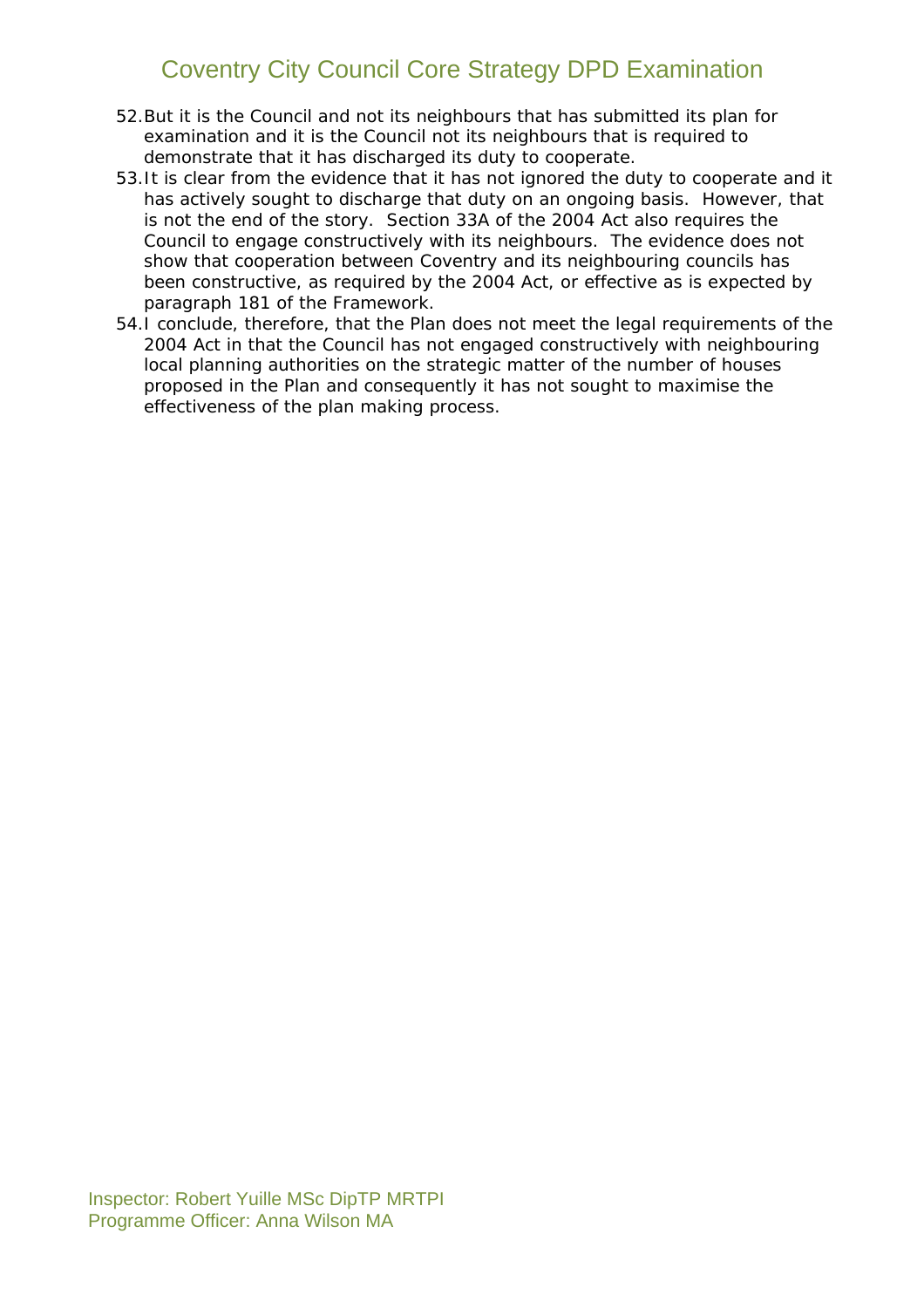52. But it is the Council and not its neighbours that has submitted its plan for examination and it is the Council not its neighbours that is required to demonstrate that it has discharged its duty to cooperate.
53. It is clear from the evidence that it has not ignored the duty to cooperate and it has actively sought to discharge that duty on an ongoing basis. However, that is not the end of the story. Section 33A of the 2004 Act also requires the Council to engage constructively with its neighbours. The evidence does not show that cooperation between Coventry and its neighbouring councils has been constructive, as required by the 2004 Act, or effective as is expected by paragraph 181 of the Framework.
54. I conclude, therefore, that the Plan does not meet the legal requirements of the 2004 Act in that the Council has not engaged constructively with neighbouring local planning authorities on the strategic matter of the number of houses proposed in the Plan and consequently it has not sought to maximise the effectiveness of the plan making process.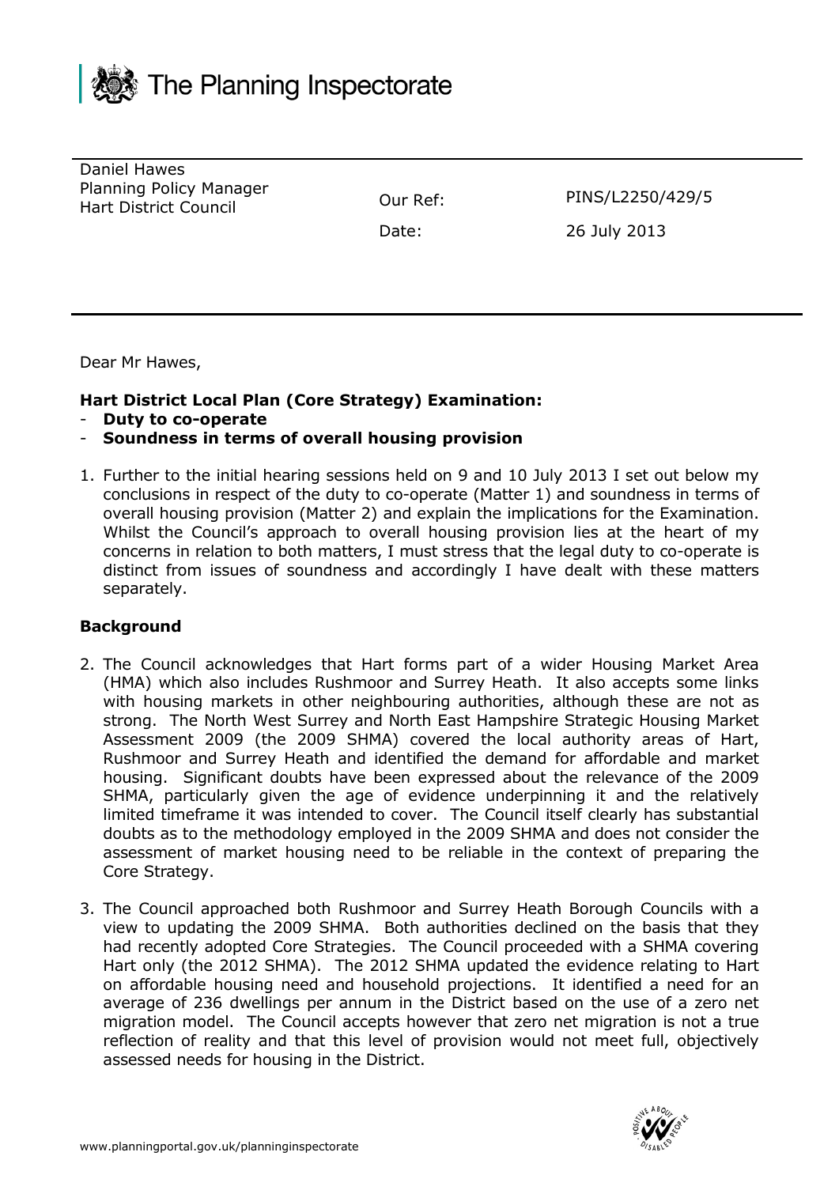The Planning Inspectorate

| Daniel Hawes<br>Planning Policy Manager<br>Hart District Council | Our Ref: | PINS/L2250/429/5 |
|---|---|---|
| | Date: | 26 July 2013 |

Dear Mr Hawes,

**Hart District Local Plan (Core Strategy) Examination:**
- **Duty to co-operate**
- **Soundness in terms of overall housing provision**

1. Further to the initial hearing sessions held on 9 and 10 July 2013 I set out below my conclusions in respect of the duty to co-operate (Matter 1) and soundness in terms of overall housing provision (Matter 2) and explain the implications for the Examination. Whilst the Council's approach to overall housing provision lies at the heart of my concerns in relation to both matters, I must stress that the legal duty to co-operate is distinct from issues of soundness and accordingly I have dealt with these matters separately.

**Background**

2. The Council acknowledges that Hart forms part of a wider Housing Market Area (HMA) which also includes Rushmoor and Surrey Heath. It also accepts some links with housing markets in other neighbouring authorities, although these are not as strong. The North West Surrey and North East Hampshire Strategic Housing Market Assessment 2009 (the 2009 SHMA) covered the local authority areas of Hart, Rushmoor and Surrey Heath and identified the demand for affordable and market housing. Significant doubts have been expressed about the relevance of the 2009 SHMA, particularly given the age of evidence underpinning it and the relatively limited timeframe it was intended to cover. The Council itself clearly has substantial doubts as to the methodology employed in the 2009 SHMA and does not consider the assessment of market housing need to be reliable in the context of preparing the Core Strategy.

3. The Council approached both Rushmoor and Surrey Heath Borough Councils with a view to updating the 2009 SHMA. Both authorities declined on the basis that they had recently adopted Core Strategies. The Council proceeded with a SHMA covering Hart only (the 2012 SHMA). The 2012 SHMA updated the evidence relating to Hart on affordable housing need and household projections. It identified a need for an average of 236 dwellings per annum in the District based on the use of a zero net migration model. The Council accepts however that zero net migration is not a true reflection of reality and that this level of provision would not meet full, objectively assessed needs for housing in the District.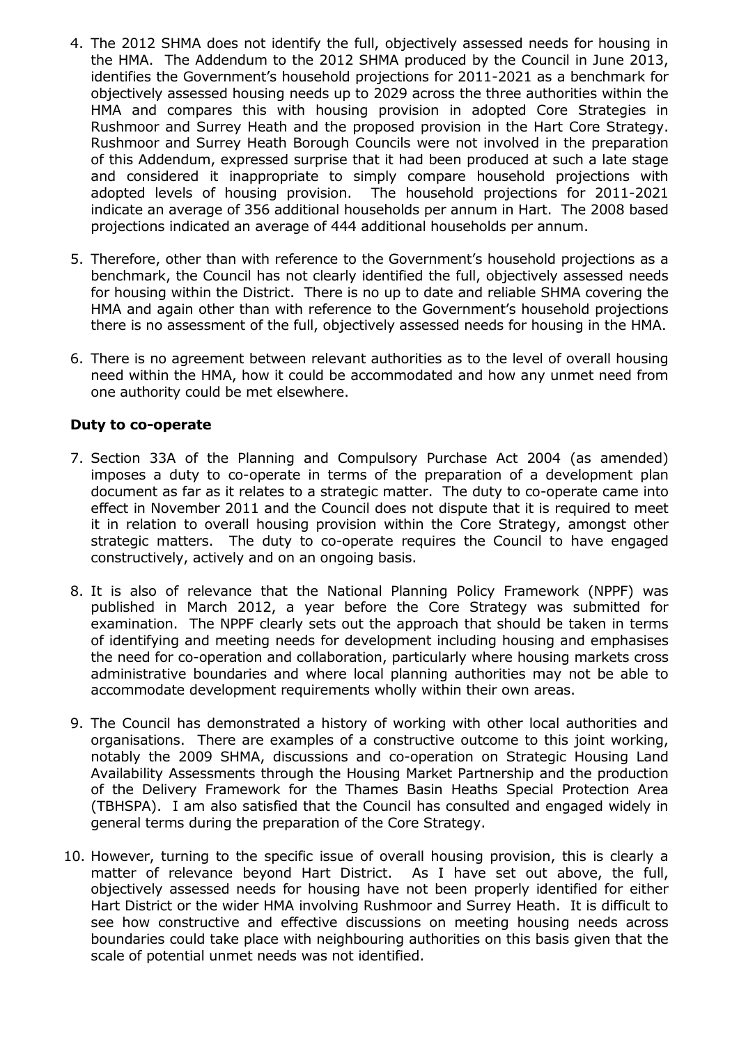4. The 2012 SHMA does not identify the full, objectively assessed needs for housing in the HMA. The Addendum to the 2012 SHMA produced by the Council in June 2013, identifies the Government's household projections for 2011-2021 as a benchmark for objectively assessed housing needs up to 2029 across the three authorities within the HMA and compares this with housing provision in adopted Core Strategies in Rushmoor and Surrey Heath and the proposed provision in the Hart Core Strategy. Rushmoor and Surrey Heath Borough Councils were not involved in the preparation of this Addendum, expressed surprise that it had been produced at such a late stage and considered it inappropriate to simply compare household projections with adopted levels of housing provision. The household projections for 2011-2021 indicate an average of 356 additional households per annum in Hart. The 2008 based projections indicated an average of 444 additional households per annum.

5. Therefore, other than with reference to the Government's household projections as a benchmark, the Council has not clearly identified the full, objectively assessed needs for housing within the District. There is no up to date and reliable SHMA covering the HMA and again other than with reference to the Government's household projections there is no assessment of the full, objectively assessed needs for housing in the HMA.

6. There is no agreement between relevant authorities as to the level of overall housing need within the HMA, how it could be accommodated and how any unmet need from one authority could be met elsewhere.

**Duty to co-operate**

7. Section 33A of the Planning and Compulsory Purchase Act 2004 (as amended) imposes a duty to co-operate in terms of the preparation of a development plan document as far as it relates to a strategic matter. The duty to co-operate came into effect in November 2011 and the Council does not dispute that it is required to meet it in relation to overall housing provision within the Core Strategy, amongst other strategic matters. The duty to co-operate requires the Council to have engaged constructively, actively and on an ongoing basis.

8. It is also of relevance that the National Planning Policy Framework (NPPF) was published in March 2012, a year before the Core Strategy was submitted for examination. The NPPF clearly sets out the approach that should be taken in terms of identifying and meeting needs for development including housing and emphasises the need for co-operation and collaboration, particularly where housing markets cross administrative boundaries and where local planning authorities may not be able to accommodate development requirements wholly within their own areas.

9. The Council has demonstrated a history of working with other local authorities and organisations. There are examples of a constructive outcome to this joint working, notably the 2009 SHMA, discussions and co-operation on Strategic Housing Land Availability Assessments through the Housing Market Partnership and the production of the Delivery Framework for the Thames Basin Heaths Special Protection Area (TBHSPA). I am also satisfied that the Council has consulted and engaged widely in general terms during the preparation of the Core Strategy.

10. However, turning to the specific issue of overall housing provision, this is clearly a matter of relevance beyond Hart District. As I have set out above, the full, objectively assessed needs for housing have not been properly identified for either Hart District or the wider HMA involving Rushmoor and Surrey Heath. It is difficult to see how constructive and effective discussions on meeting housing needs across boundaries could take place with neighbouring authorities on this basis given that the scale of potential unmet needs was not identified.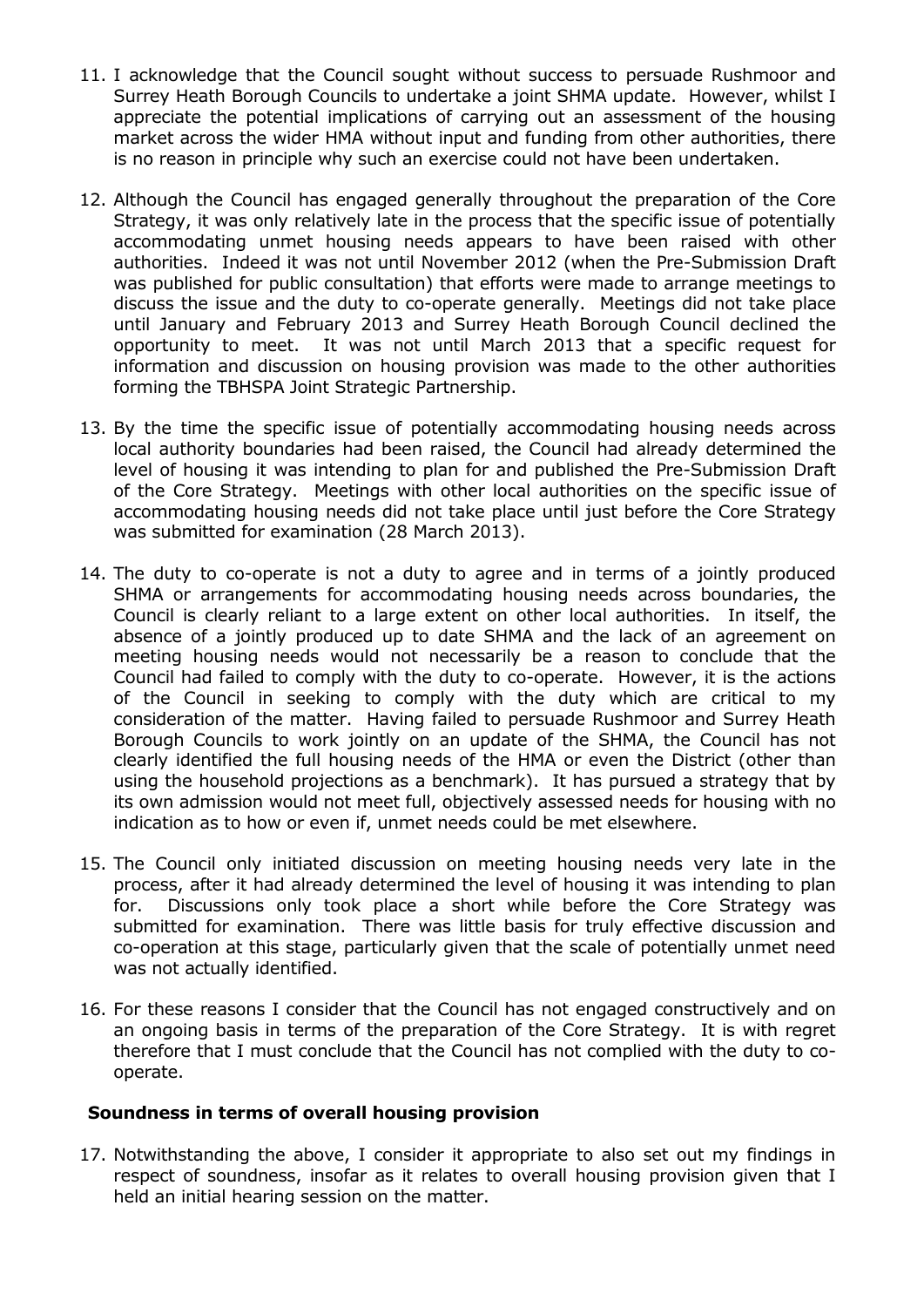11. I acknowledge that the Council sought without success to persuade Rushmoor and Surrey Heath Borough Councils to undertake a joint SHMA update. However, whilst I appreciate the potential implications of carrying out an assessment of the housing market across the wider HMA without input and funding from other authorities, there is no reason in principle why such an exercise could not have been undertaken.

12. Although the Council has engaged generally throughout the preparation of the Core Strategy, it was only relatively late in the process that the specific issue of potentially accommodating unmet housing needs appears to have been raised with other authorities. Indeed it was not until November 2012 (when the Pre-Submission Draft was published for public consultation) that efforts were made to arrange meetings to discuss the issue and the duty to co-operate generally. Meetings did not take place until January and February 2013 and Surrey Heath Borough Council declined the opportunity to meet. It was not until March 2013 that a specific request for information and discussion on housing provision was made to the other authorities forming the TBHSPA Joint Strategic Partnership.

13. By the time the specific issue of potentially accommodating housing needs across local authority boundaries had been raised, the Council had already determined the level of housing it was intending to plan for and published the Pre-Submission Draft of the Core Strategy. Meetings with other local authorities on the specific issue of accommodating housing needs did not take place until just before the Core Strategy was submitted for examination (28 March 2013).

14. The duty to co-operate is not a duty to agree and in terms of a jointly produced SHMA or arrangements for accommodating housing needs across boundaries, the Council is clearly reliant to a large extent on other local authorities. In itself, the absence of a jointly produced up to date SHMA and the lack of an agreement on meeting housing needs would not necessarily be a reason to conclude that the Council had failed to comply with the duty to co-operate. However, it is the actions of the Council in seeking to comply with the duty which are critical to my consideration of the matter. Having failed to persuade Rushmoor and Surrey Heath Borough Councils to work jointly on an update of the SHMA, the Council has not clearly identified the full housing needs of the HMA or even the District (other than using the household projections as a benchmark). It has pursued a strategy that by its own admission would not meet full, objectively assessed needs for housing with no indication as to how or even if, unmet needs could be met elsewhere.

15. The Council only initiated discussion on meeting housing needs very late in the process, after it had already determined the level of housing it was intending to plan for. Discussions only took place a short while before the Core Strategy was submitted for examination. There was little basis for truly effective discussion and co-operation at this stage, particularly given that the scale of potentially unmet need was not actually identified.

16. For these reasons I consider that the Council has not engaged constructively and on an ongoing basis in terms of the preparation of the Core Strategy. It is with regret therefore that I must conclude that the Council has not complied with the duty to co-operate.

### Soundness in terms of overall housing provision

17. Notwithstanding the above, I consider it appropriate to also set out my findings in respect of soundness, insofar as it relates to overall housing provision given that I held an initial hearing session on the matter.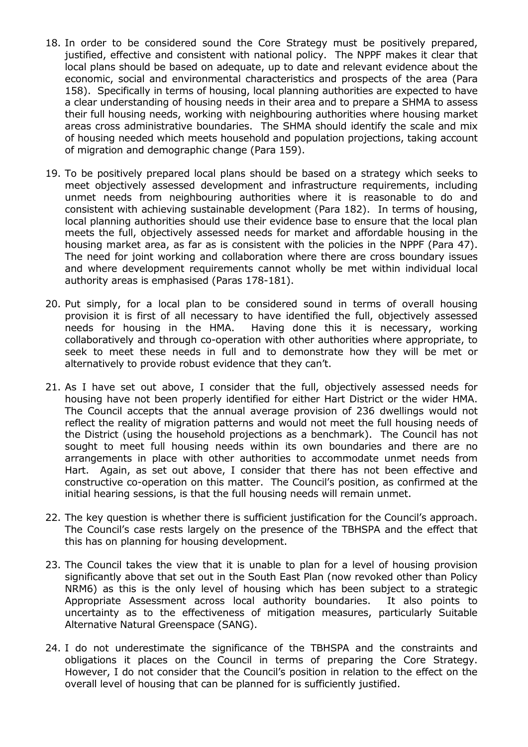18. In order to be considered sound the Core Strategy must be positively prepared, justified, effective and consistent with national policy. The NPPF makes it clear that local plans should be based on adequate, up to date and relevant evidence about the economic, social and environmental characteristics and prospects of the area (Para 158). Specifically in terms of housing, local planning authorities are expected to have a clear understanding of housing needs in their area and to prepare a SHMA to assess their full housing needs, working with neighbouring authorities where housing market areas cross administrative boundaries. The SHMA should identify the scale and mix of housing needed which meets household and population projections, taking account of migration and demographic change (Para 159).

19. To be positively prepared local plans should be based on a strategy which seeks to meet objectively assessed development and infrastructure requirements, including unmet needs from neighbouring authorities where it is reasonable to do and consistent with achieving sustainable development (Para 182). In terms of housing, local planning authorities should use their evidence base to ensure that the local plan meets the full, objectively assessed needs for market and affordable housing in the housing market area, as far as is consistent with the policies in the NPPF (Para 47). The need for joint working and collaboration where there are cross boundary issues and where development requirements cannot wholly be met within individual local authority areas is emphasised (Paras 178-181).

20. Put simply, for a local plan to be considered sound in terms of overall housing provision it is first of all necessary to have identified the full, objectively assessed needs for housing in the HMA. Having done this it is necessary, working collaboratively and through co-operation with other authorities where appropriate, to seek to meet these needs in full and to demonstrate how they will be met or alternatively to provide robust evidence that they can't.

21. As I have set out above, I consider that the full, objectively assessed needs for housing have not been properly identified for either Hart District or the wider HMA. The Council accepts that the annual average provision of 236 dwellings would not reflect the reality of migration patterns and would not meet the full housing needs of the District (using the household projections as a benchmark). The Council has not sought to meet full housing needs within its own boundaries and there are no arrangements in place with other authorities to accommodate unmet needs from Hart. Again, as set out above, I consider that there has not been effective and constructive co-operation on this matter. The Council's position, as confirmed at the initial hearing sessions, is that the full housing needs will remain unmet.

22. The key question is whether there is sufficient justification for the Council's approach. The Council's case rests largely on the presence of the TBHSPA and the effect that this has on planning for housing development.

23. The Council takes the view that it is unable to plan for a level of housing provision significantly above that set out in the South East Plan (now revoked other than Policy NRM6) as this is the only level of housing which has been subject to a strategic Appropriate Assessment across local authority boundaries. It also points to uncertainty as to the effectiveness of mitigation measures, particularly Suitable Alternative Natural Greenspace (SANG).

24. I do not underestimate the significance of the TBHSPA and the constraints and obligations it places on the Council in terms of preparing the Core Strategy. However, I do not consider that the Council's position in relation to the effect on the overall level of housing that can be planned for is sufficiently justified.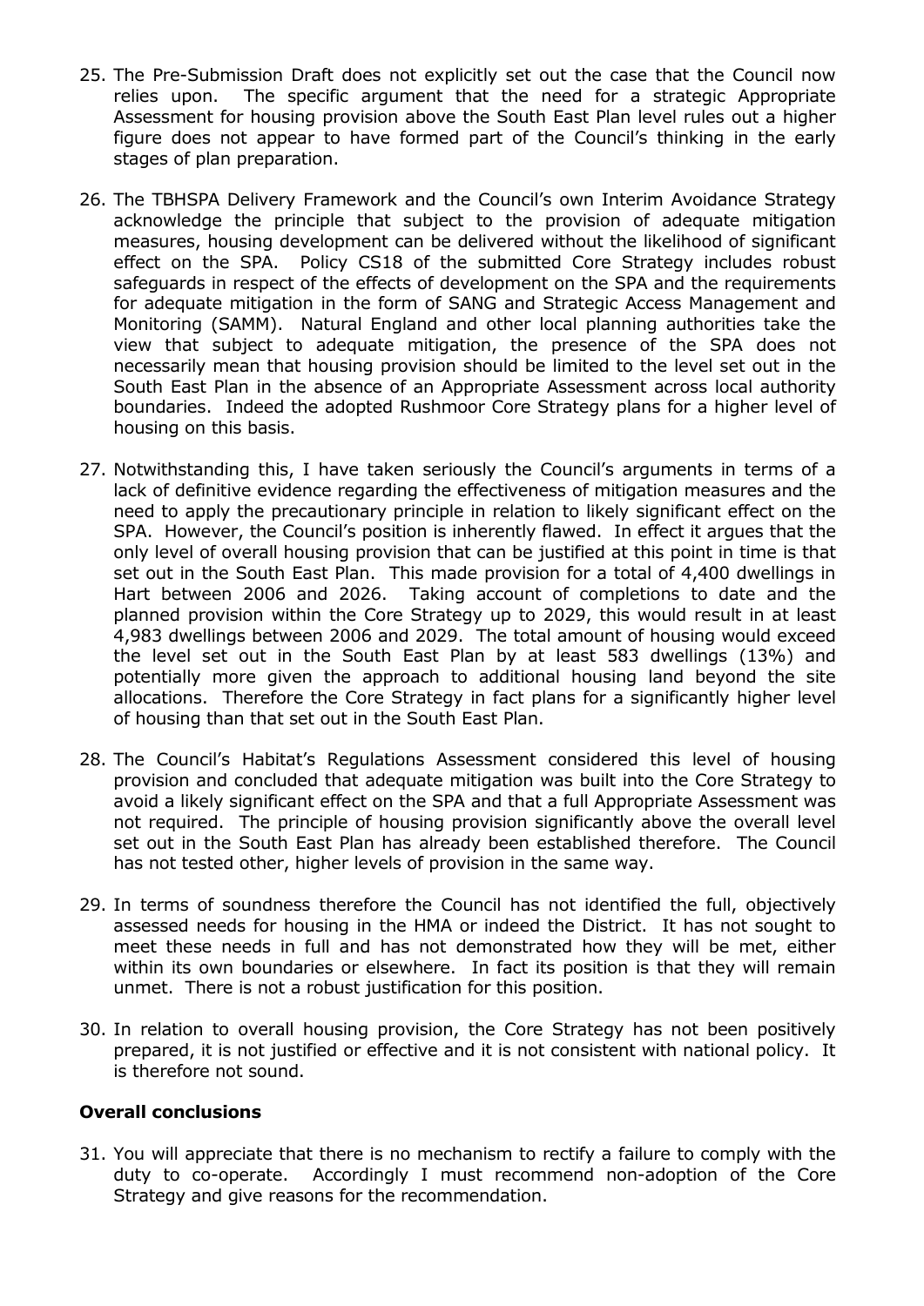25. The Pre-Submission Draft does not explicitly set out the case that the Council now relies upon. The specific argument that the need for a strategic Appropriate Assessment for housing provision above the South East Plan level rules out a higher figure does not appear to have formed part of the Council's thinking in the early stages of plan preparation.

26. The TBHSPA Delivery Framework and the Council's own Interim Avoidance Strategy acknowledge the principle that subject to the provision of adequate mitigation measures, housing development can be delivered without the likelihood of significant effect on the SPA. Policy CS18 of the submitted Core Strategy includes robust safeguards in respect of the effects of development on the SPA and the requirements for adequate mitigation in the form of SANG and Strategic Access Management and Monitoring (SAMM). Natural England and other local planning authorities take the view that subject to adequate mitigation, the presence of the SPA does not necessarily mean that housing provision should be limited to the level set out in the South East Plan in the absence of an Appropriate Assessment across local authority boundaries. Indeed the adopted Rushmoor Core Strategy plans for a higher level of housing on this basis.

27. Notwithstanding this, I have taken seriously the Council's arguments in terms of a lack of definitive evidence regarding the effectiveness of mitigation measures and the need to apply the precautionary principle in relation to likely significant effect on the SPA. However, the Council's position is inherently flawed. In effect it argues that the only level of overall housing provision that can be justified at this point in time is that set out in the South East Plan. This made provision for a total of 4,400 dwellings in Hart between 2006 and 2026. Taking account of completions to date and the planned provision within the Core Strategy up to 2029, this would result in at least 4,983 dwellings between 2006 and 2029. The total amount of housing would exceed the level set out in the South East Plan by at least 583 dwellings (13%) and potentially more given the approach to additional housing land beyond the site allocations. Therefore the Core Strategy in fact plans for a significantly higher level of housing than that set out in the South East Plan.

28. The Council's Habitat's Regulations Assessment considered this level of housing provision and concluded that adequate mitigation was built into the Core Strategy to avoid a likely significant effect on the SPA and that a full Appropriate Assessment was not required. The principle of housing provision significantly above the overall level set out in the South East Plan has already been established therefore. The Council has not tested other, higher levels of provision in the same way.

29. In terms of soundness therefore the Council has not identified the full, objectively assessed needs for housing in the HMA or indeed the District. It has not sought to meet these needs in full and has not demonstrated how they will be met, either within its own boundaries or elsewhere. In fact its position is that they will remain unmet. There is not a robust justification for this position.

30. In relation to overall housing provision, the Core Strategy has not been positively prepared, it is not justified or effective and it is not consistent with national policy. It is therefore not sound.

### Overall conclusions

31. You will appreciate that there is no mechanism to rectify a failure to comply with the duty to co-operate. Accordingly I must recommend non-adoption of the Core Strategy and give reasons for the recommendation.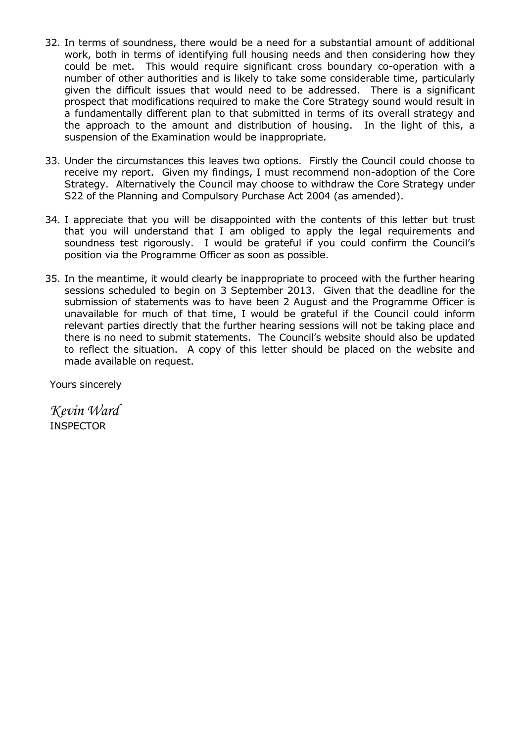32. In terms of soundness, there would be a need for a substantial amount of additional work, both in terms of identifying full housing needs and then considering how they could be met. This would require significant cross boundary co-operation with a number of other authorities and is likely to take some considerable time, particularly given the difficult issues that would need to be addressed. There is a significant prospect that modifications required to make the Core Strategy sound would result in a fundamentally different plan to that submitted in terms of its overall strategy and the approach to the amount and distribution of housing. In the light of this, a suspension of the Examination would be inappropriate.

33. Under the circumstances this leaves two options. Firstly the Council could choose to receive my report. Given my findings, I must recommend non-adoption of the Core Strategy. Alternatively the Council may choose to withdraw the Core Strategy under S22 of the Planning and Compulsory Purchase Act 2004 (as amended).

34. I appreciate that you will be disappointed with the contents of this letter but trust that you will understand that I am obliged to apply the legal requirements and soundness test rigorously. I would be grateful if you could confirm the Council's position via the Programme Officer as soon as possible.

35. In the meantime, it would clearly be inappropriate to proceed with the further hearing sessions scheduled to begin on 3 September 2013. Given that the deadline for the submission of statements was to have been 2 August and the Programme Officer is unavailable for much of that time, I would be grateful if the Council could inform relevant parties directly that the further hearing sessions will not be taking place and there is no need to submit statements. The Council's website should also be updated to reflect the situation. A copy of this letter should be placed on the website and made available on request.

Yours sincerely

*Kevin Ward*
INSPECTOR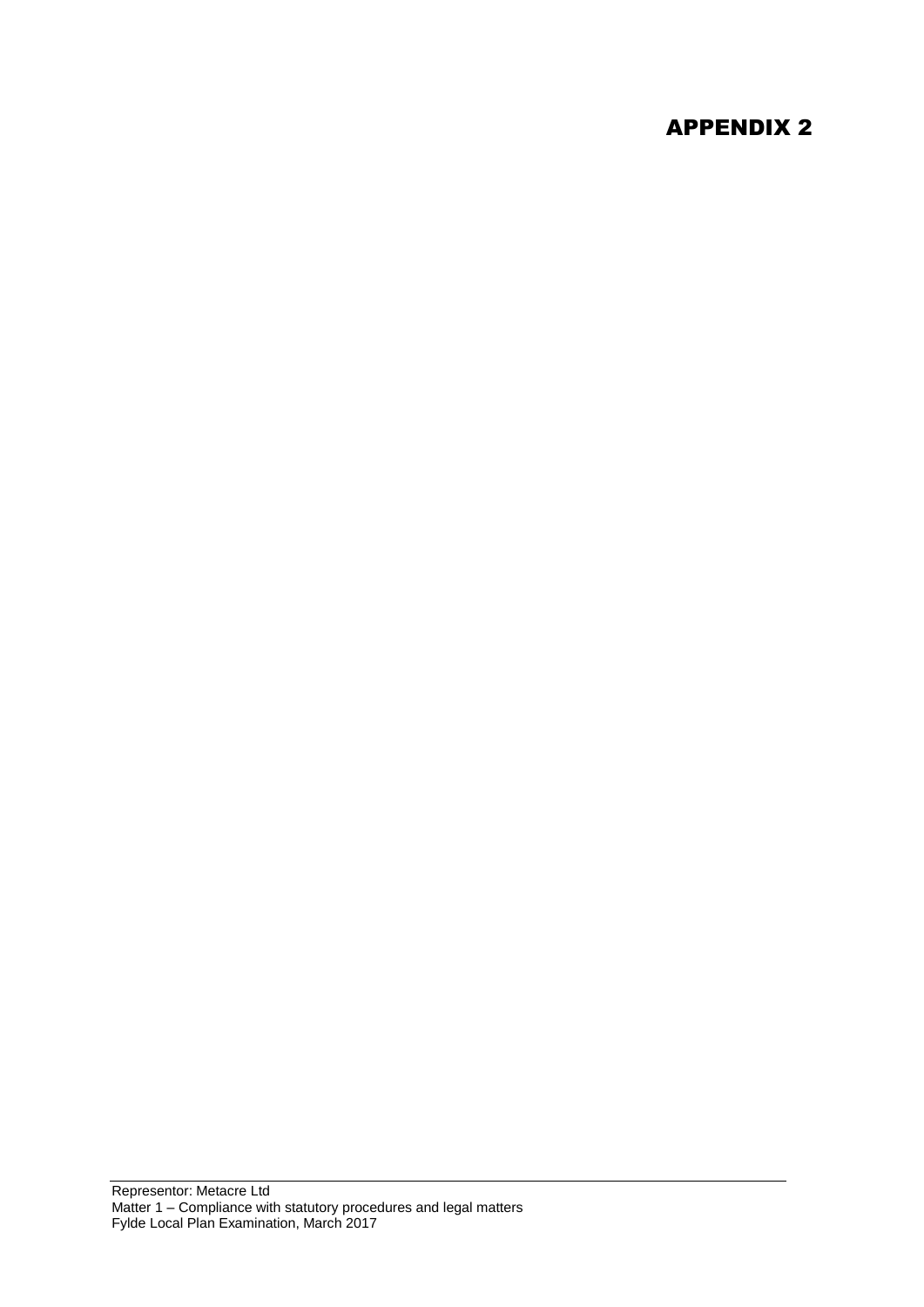# APPENDIX 2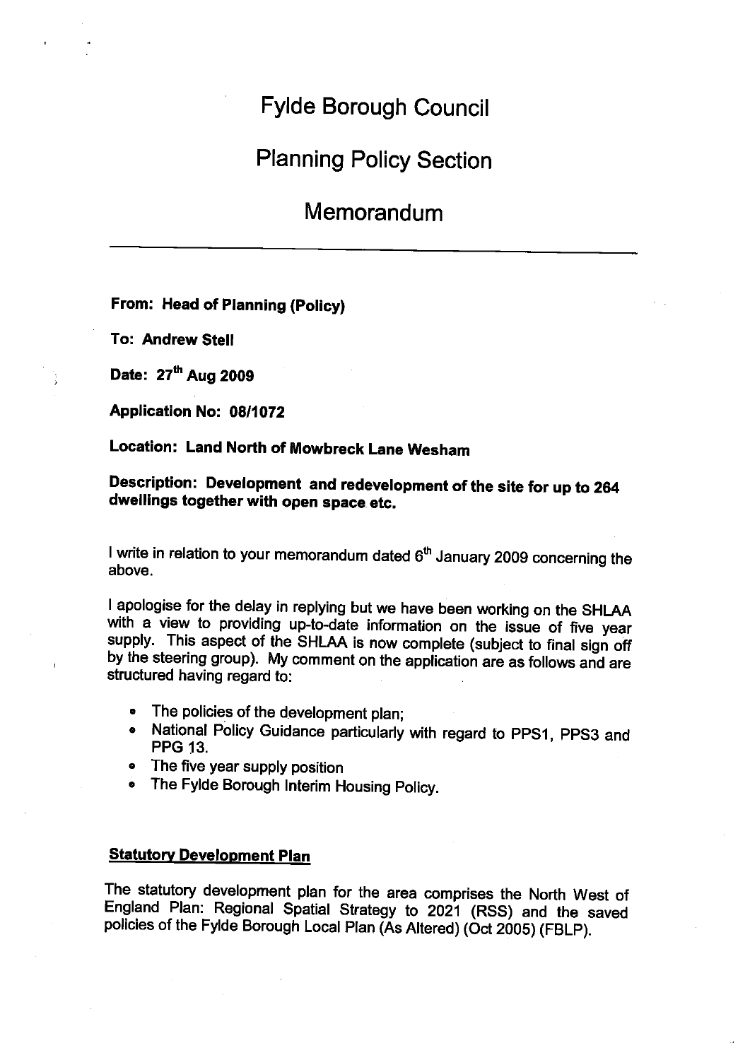# Fylde Borough Council

# Planning Policy Section

# Memorandum

---

**From: Head of Planning (Policy)**

**To: Andrew Stell**

**Date: 27th Aug 2009**

**Application No: 08/1072**

**Location: Land North of Mowbreck Lane Wesham**

**Description: Development and redevelopment of the site for up to 264 dwellings together with open space etc.**

I write in relation to your memorandum dated 6th January 2009 concerning the above.

I apologise for the delay in replying but we have been working on the SHLAA with a view to providing up-to-date information on the issue of five year supply. This aspect of the SHLAA is now complete (subject to final sign off by the steering group). My comment on the application are as follows and are structured having regard to:

- The policies of the development plan;
- National Policy Guidance particularly with regard to PPS1, PPS3 and PPG 13.
- The five year supply position
- The Fylde Borough Interim Housing Policy.

**Statutory Development Plan**

The statutory development plan for the area comprises the North West of England Plan: Regional Spatial Strategy to 2021 (RSS) and the saved policies of the Fylde Borough Local Plan (As Altered) (Oct 2005) (FBLP).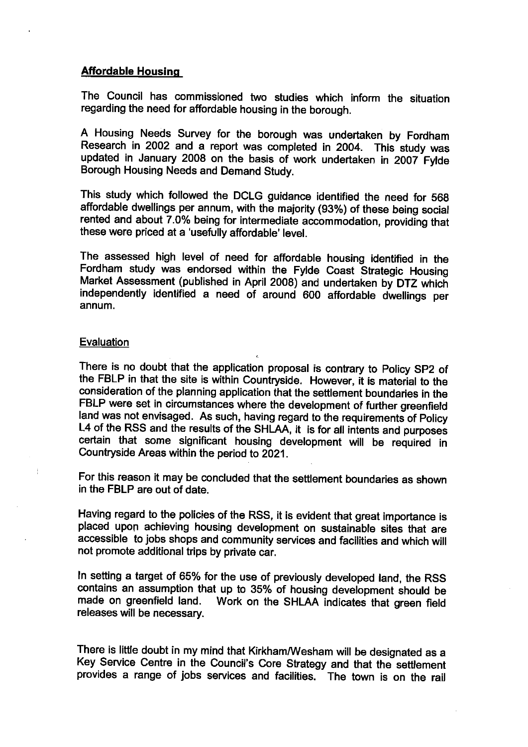## Affordable Housing

The Council has commissioned two studies which inform the situation regarding the need for affordable housing in the borough.

A Housing Needs Survey for the borough was undertaken by Fordham Research in 2002 and a report was completed in 2004. This study was updated in January 2008 on the basis of work undertaken in 2007 Fylde Borough Housing Needs and Demand Study.

This study which followed the DCLG guidance identified the need for 568 affordable dwellings per annum, with the majority (93%) of these being social rented and about 7.0% being for intermediate accommodation, providing that these were priced at a 'usefully affordable' level.

The assessed high level of need for affordable housing identified in the Fordham study was endorsed within the Fylde Coast Strategic Housing Market Assessment (published in April 2008) and undertaken by DTZ which independently identified a need of around 600 affordable dwellings per annum.

### Evaluation

There is no doubt that the application proposal is contrary to Policy SP2 of the FBLP in that the site is within Countryside. However, it is material to the consideration of the planning application that the settlement boundaries in the FBLP were set in circumstances where the development of further greenfield land was not envisaged. As such, having regard to the requirements of Policy L4 of the RSS and the results of the SHLAA, it is for all intents and purposes certain that some significant housing development will be required in Countryside Areas within the period to 2021.

For this reason it may be concluded that the settlement boundaries as shown in the FBLP are out of date.

Having regard to the policies of the RSS, it is evident that great importance is placed upon achieving housing development on sustainable sites that are accessible to jobs shops and community services and facilities and which will not promote additional trips by private car.

In setting a target of 65% for the use of previously developed land, the RSS contains an assumption that up to 35% of housing development should be made on greenfield land. Work on the SHLAA indicates that green field releases will be necessary.

There is little doubt in my mind that Kirkham/Wesham will be designated as a Key Service Centre in the Council's Core Strategy and that the settlement provides a range of jobs services and facilities. The town is on the rail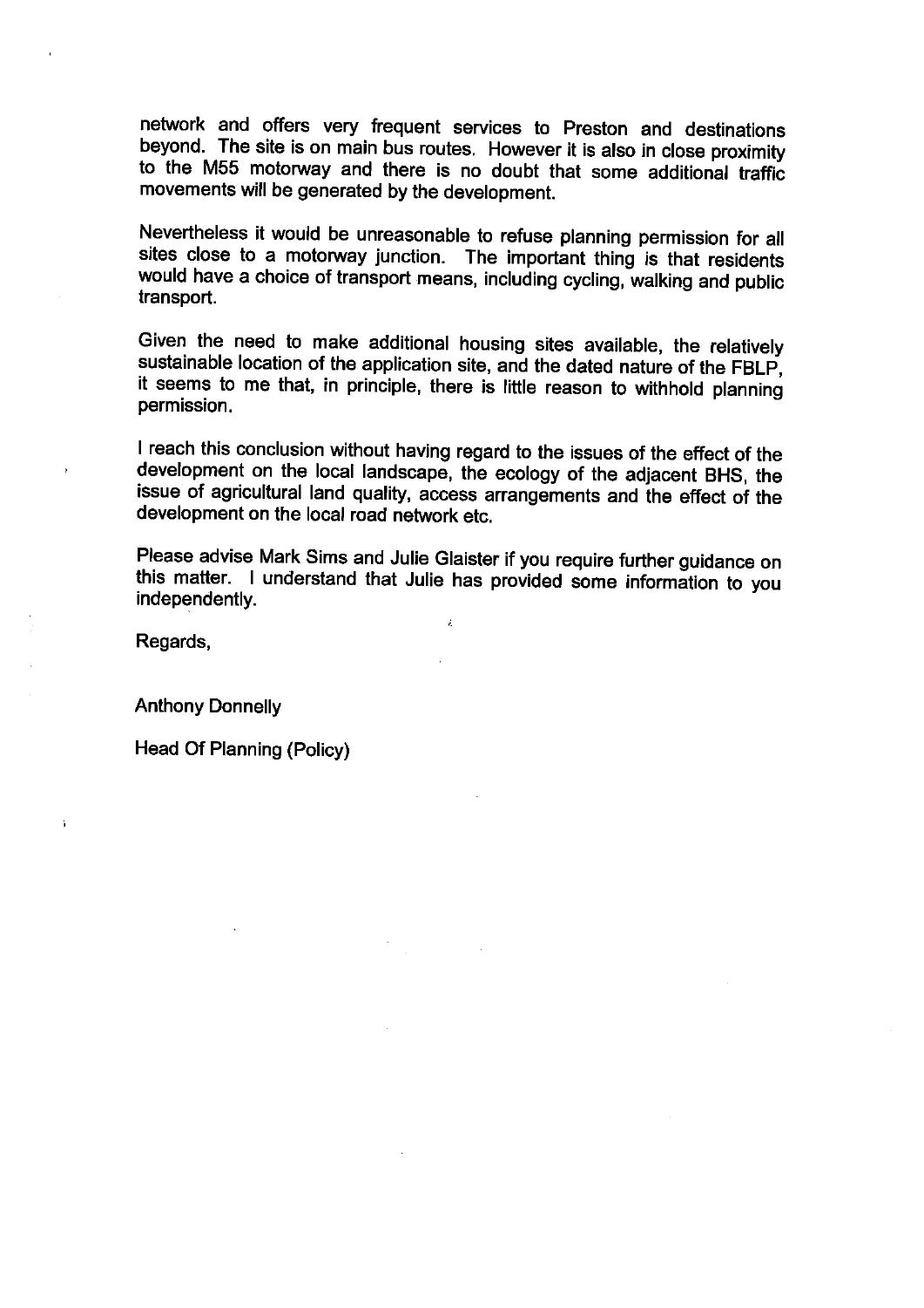network and offers very frequent services to Preston and destinations beyond. The site is on main bus routes. However it is also in close proximity to the M55 motorway and there is no doubt that some additional traffic movements will be generated by the development.

Nevertheless it would be unreasonable to refuse planning permission for all sites close to a motorway junction. The important thing is that residents would have a choice of transport means, including cycling, walking and public transport.

Given the need to make additional housing sites available, the relatively sustainable location of the application site, and the dated nature of the FBLP, it seems to me that, in principle, there is little reason to withhold planning permission.

I reach this conclusion without having regard to the issues of the effect of the development on the local landscape, the ecology of the adjacent BHS, the issue of agricultural land quality, access arrangements and the effect of the development on the local road network etc.

Please advise Mark Sims and Julie Glaister if you require further guidance on this matter. I understand that Julie has provided some information to you independently.

Regards,

Anthony Donnelly

Head Of Planning (Policy)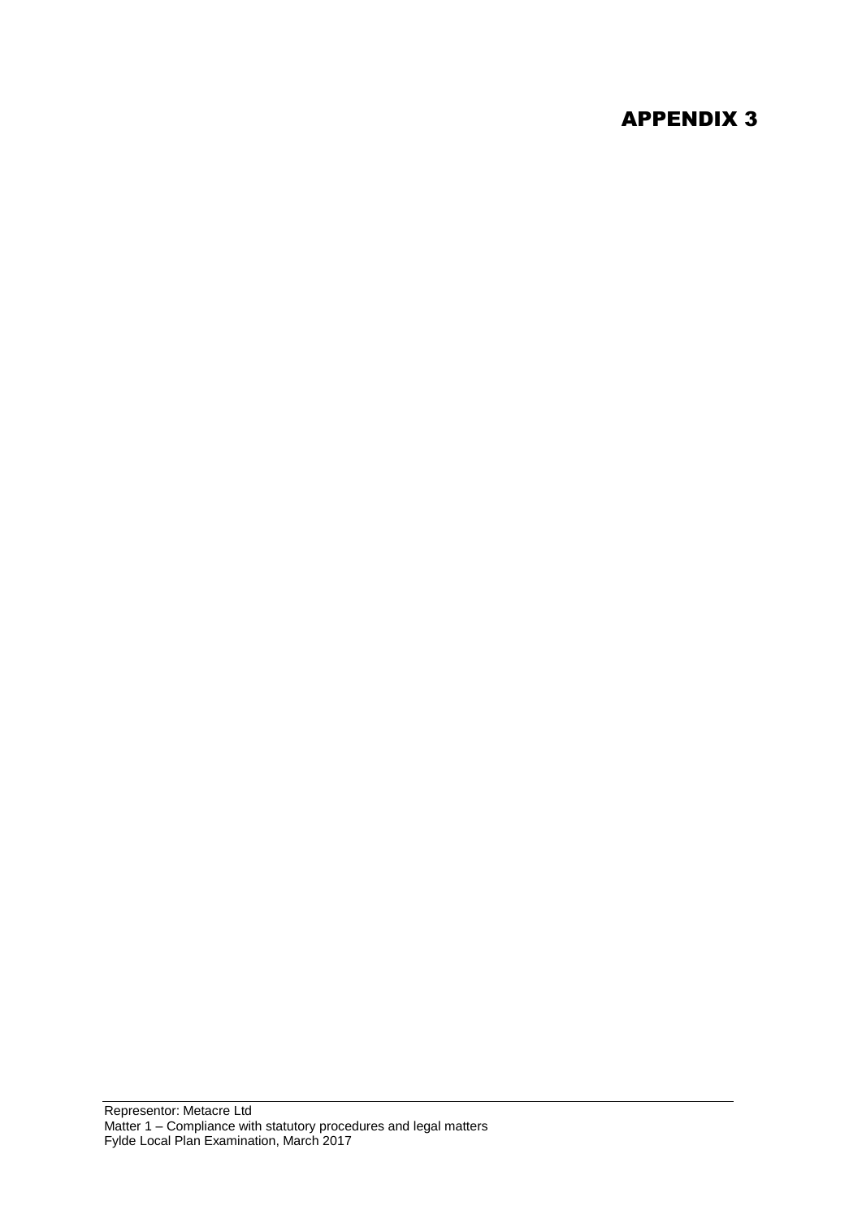# APPENDIX 3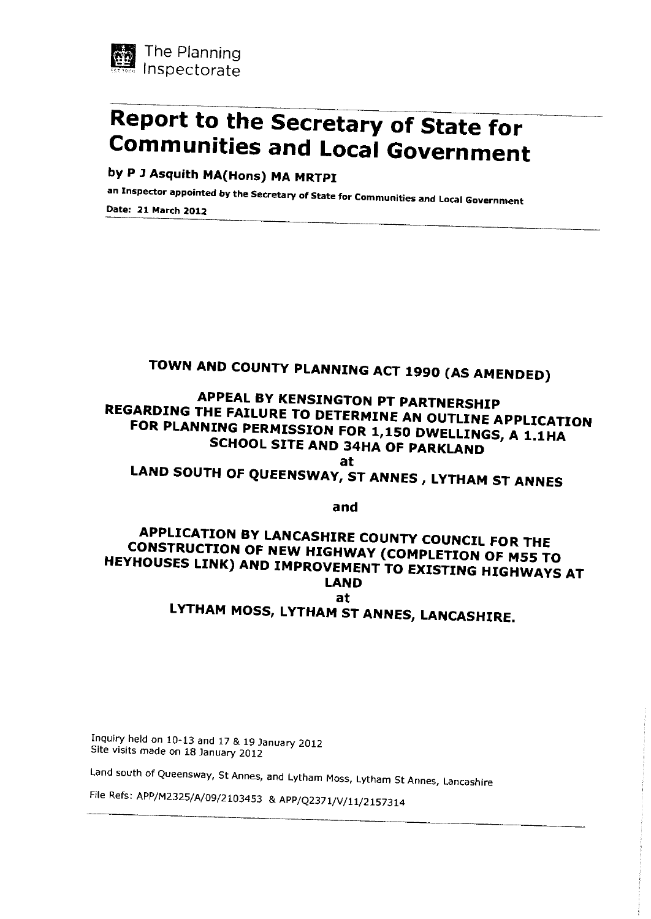The Planning Inspectorate

# Report to the Secretary of State for Communities and Local Government

**by P J Asquith MA(Hons) MA MRTPI**

**an Inspector appointed by the Secretary of State for Communities and Local Government**

**Date: 21 March 2012**

**TOWN AND COUNTY PLANNING ACT 1990 (AS AMENDED)**

**APPEAL BY KENSINGTON PT PARTNERSHIP REGARDING THE FAILURE TO DETERMINE AN OUTLINE APPLICATION FOR PLANNING PERMISSION FOR 1,150 DWELLINGS, A 1.1HA SCHOOL SITE AND 34HA OF PARKLAND**

**at**

**LAND SOUTH OF QUEENSWAY, ST ANNES , LYTHAM ST ANNES**

**and**

**APPLICATION BY LANCASHIRE COUNTY COUNCIL FOR THE CONSTRUCTION OF NEW HIGHWAY (COMPLETION OF M55 TO HEYHOUSES LINK) AND IMPROVEMENT TO EXISTING HIGHWAYS AT LAND**

**at**

**LYTHAM MOSS, LYTHAM ST ANNES, LANCASHIRE.**

Inquiry held on 10-13 and 17 & 19 January 2012
Site visits made on 18 January 2012

Land south of Queensway, St Annes, and Lytham Moss, Lytham St Annes, Lancashire

File Refs: APP/M2325/A/09/2103453 & APP/Q2371/V/11/2157314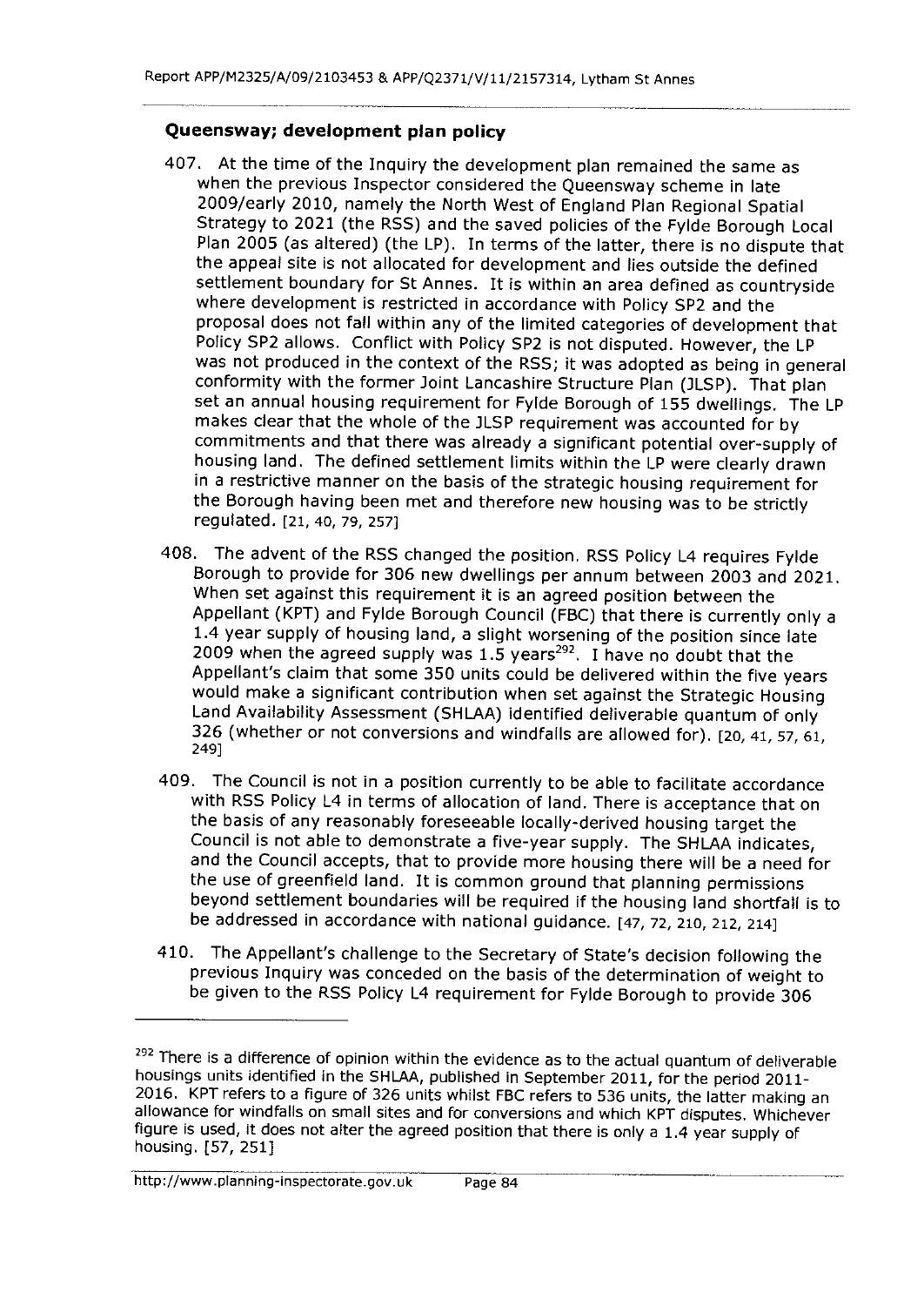## Queensway; development plan policy

407. At the time of the Inquiry the development plan remained the same as when the previous Inspector considered the Queensway scheme in late 2009/early 2010, namely the North West of England Plan Regional Spatial Strategy to 2021 (the RSS) and the saved policies of the Fylde Borough Local Plan 2005 (as altered) (the LP). In terms of the latter, there is no dispute that the appeal site is not allocated for development and lies outside the defined settlement boundary for St Annes. It is within an area defined as countryside where development is restricted in accordance with Policy SP2 and the proposal does not fall within any of the limited categories of development that Policy SP2 allows. Conflict with Policy SP2 is not disputed. However, the LP was not produced in the context of the RSS; it was adopted as being in general conformity with the former Joint Lancashire Structure Plan (JLSP). That plan set an annual housing requirement for Fylde Borough of 155 dwellings. The LP makes clear that the whole of the JLSP requirement was accounted for by commitments and that there was already a significant potential over-supply of housing land. The defined settlement limits within the LP were clearly drawn in a restrictive manner on the basis of the strategic housing requirement for the Borough having been met and therefore new housing was to be strictly regulated. [21, 40, 79, 257]

408. The advent of the RSS changed the position. RSS Policy L4 requires Fylde Borough to provide for 306 new dwellings per annum between 2003 and 2021. When set against this requirement it is an agreed position between the Appellant (KPT) and Fylde Borough Council (FBC) that there is currently only a 1.4 year supply of housing land, a slight worsening of the position since late 2009 when the agreed supply was 1.5 years[292]. I have no doubt that the Appellant's claim that some 350 units could be delivered within the five years would make a significant contribution when set against the Strategic Housing Land Availability Assessment (SHLAA) identified deliverable quantum of only 326 (whether or not conversions and windfalls are allowed for). [20, 41, 57, 61, 249]

409. The Council is not in a position currently to be able to facilitate accordance with RSS Policy L4 in terms of allocation of land. There is acceptance that on the basis of any reasonably foreseeable locally-derived housing target the Council is not able to demonstrate a five-year supply. The SHLAA indicates, and the Council accepts, that to provide more housing there will be a need for the use of greenfield land. It is common ground that planning permissions beyond settlement boundaries will be required if the housing land shortfall is to be addressed in accordance with national guidance. [47, 72, 210, 212, 214]

410. The Appellant's challenge to the Secretary of State's decision following the previous Inquiry was conceded on the basis of the determination of weight to be given to the RSS Policy L4 requirement for Fylde Borough to provide 306

---

[292] There is a difference of opinion within the evidence as to the actual quantum of deliverable housings units identified in the SHLAA, published in September 2011, for the period 2011-2016. KPT refers to a figure of 326 units whilst FBC refers to 536 units, the latter making an allowance for windfalls on small sites and for conversions and which KPT disputes. Whichever figure is used, it does not alter the agreed position that there is only a 1.4 year supply of housing. [57, 251]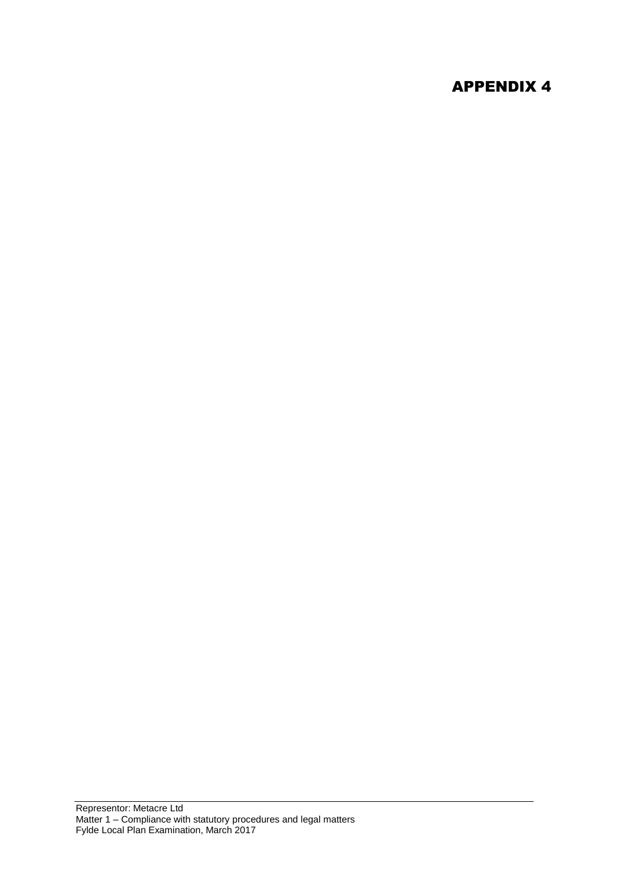# APPENDIX 4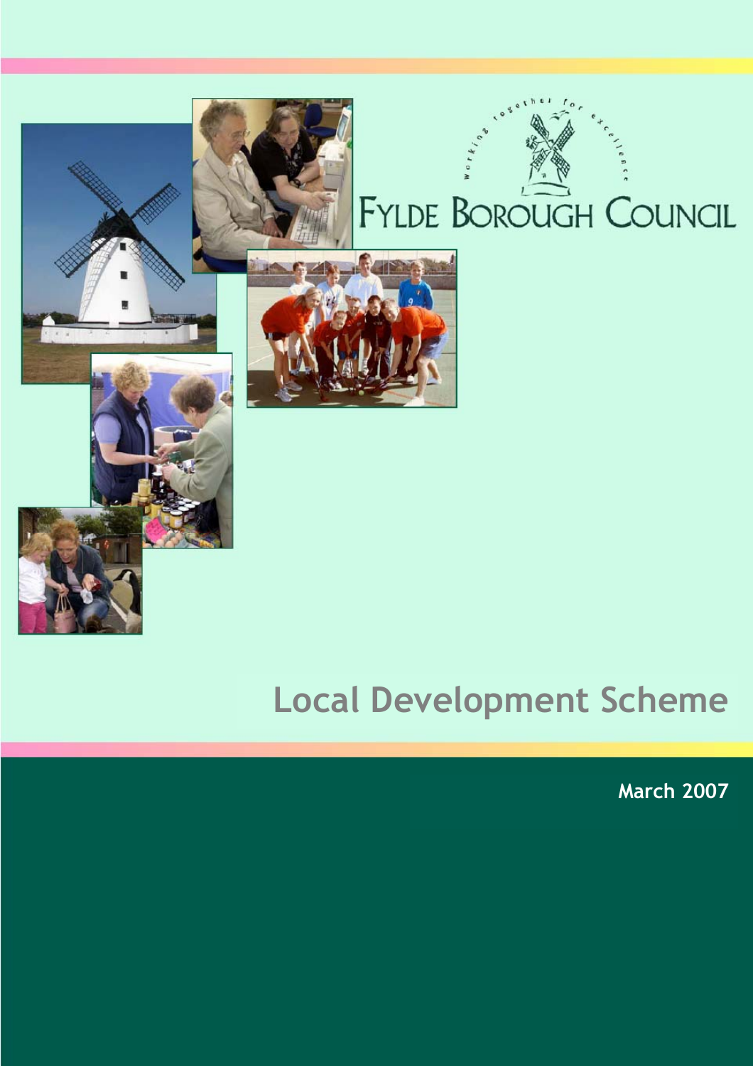FYLDE BOROUGH COUNCIL

working together for excellence

# Local Development Scheme

**March 2007**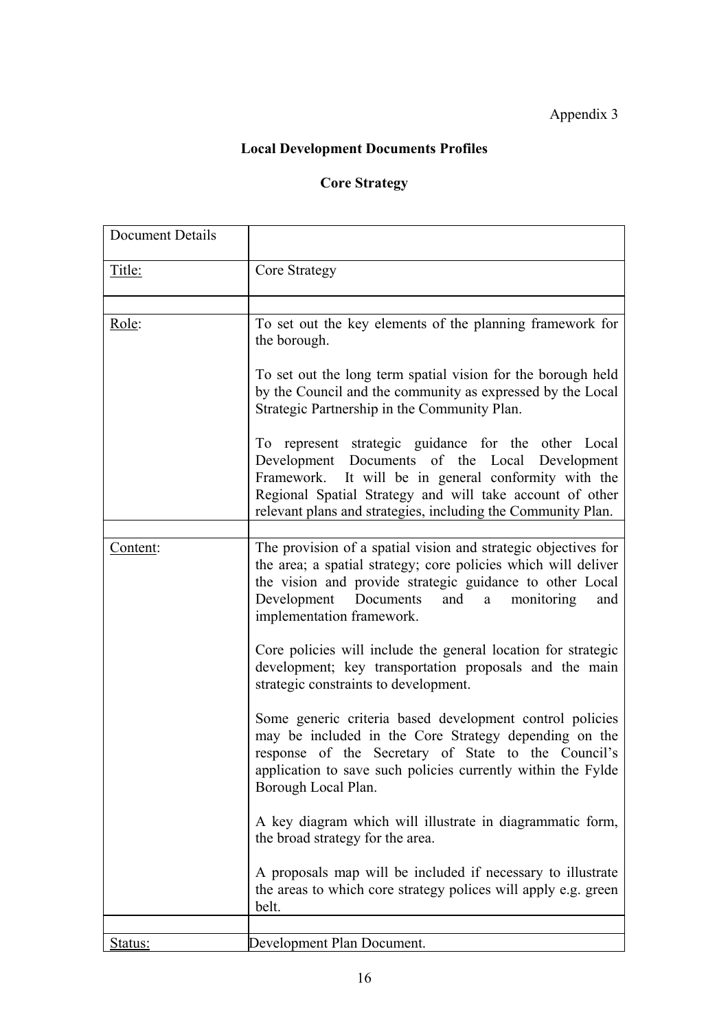Appendix 3

## Local Development Documents Profiles

### Core Strategy

| Document Details | |
|---|---|
| <u>Title:</u> | Core Strategy |
| | |
| <u>Role</u>: | To set out the key elements of the planning framework for the borough.<br><br>To set out the long term spatial vision for the borough held by the Council and the community as expressed by the Local Strategic Partnership in the Community Plan.<br><br>To represent strategic guidance for the other Local Development Documents of the Local Development Framework. It will be in general conformity with the Regional Spatial Strategy and will take account of other relevant plans and strategies, including the Community Plan. |
| | |
| <u>Content</u>: | The provision of a spatial vision and strategic objectives for the area; a spatial strategy; core policies which will deliver the vision and provide strategic guidance to other Local Development Documents and a monitoring and implementation framework.<br><br>Core policies will include the general location for strategic development; key transportation proposals and the main strategic constraints to development.<br><br>Some generic criteria based development control policies may be included in the Core Strategy depending on the response of the Secretary of State to the Council's application to save such policies currently within the Fylde Borough Local Plan.<br><br>A key diagram which will illustrate in diagrammatic form, the broad strategy for the area.<br><br>A proposals map will be included if necessary to illustrate the areas to which core strategy polices will apply e.g. green belt. |
| | |
| <u>Status:</u> | Development Plan Document. |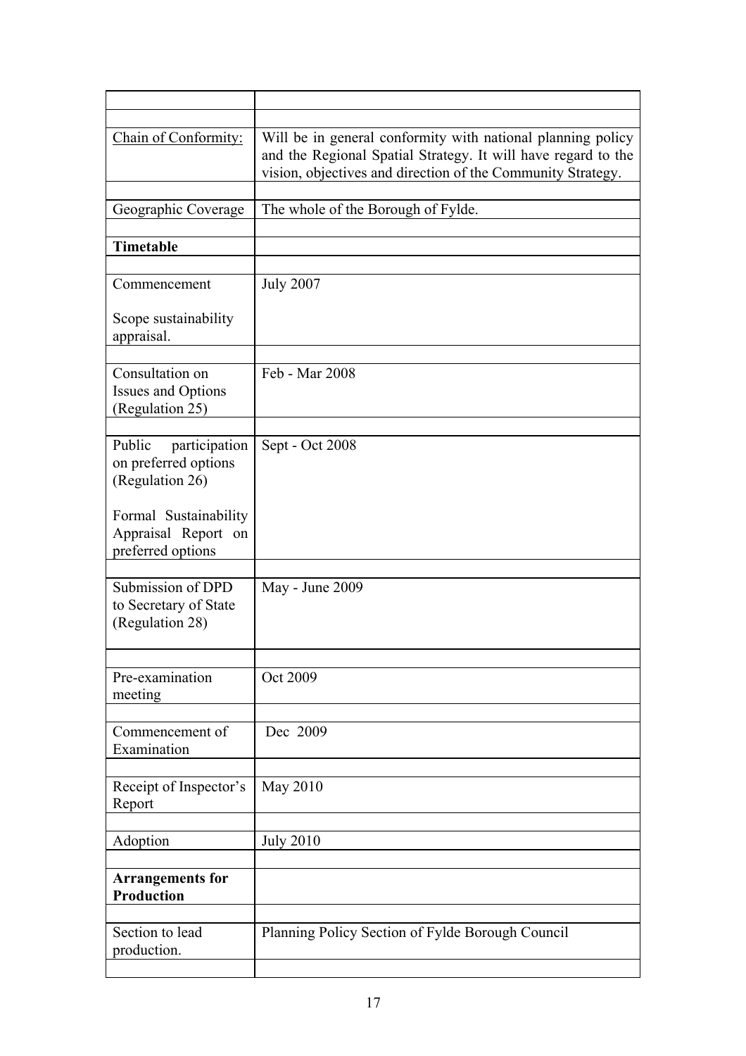| | |
|---|---|
| | |
| Chain of Conformity: | Will be in general conformity with national planning policy and the Regional Spatial Strategy. It will have regard to the vision, objectives and direction of the Community Strategy. |
| | |
| Geographic Coverage | The whole of the Borough of Fylde. |
| | |
| **Timetable** | |
| | |
| Commencement<br><br>Scope sustainability appraisal. | July 2007 |
| | |
| Consultation on Issues and Options (Regulation 25) | Feb - Mar 2008 |
| | |
| Public participation on preferred options (Regulation 26)<br><br>Formal Sustainability Appraisal Report on preferred options | Sept - Oct 2008 |
| | |
| Submission of DPD to Secretary of State (Regulation 28) | May - June 2009 |
| | |
| Pre-examination meeting | Oct 2009 |
| | |
| Commencement of Examination | Dec 2009 |
| | |
| Receipt of Inspector's Report | May 2010 |
| | |
| Adoption | July 2010 |
| | |
| **Arrangements for Production** | |
| | |
| Section to lead production. | Planning Policy Section of Fylde Borough Council |
| | |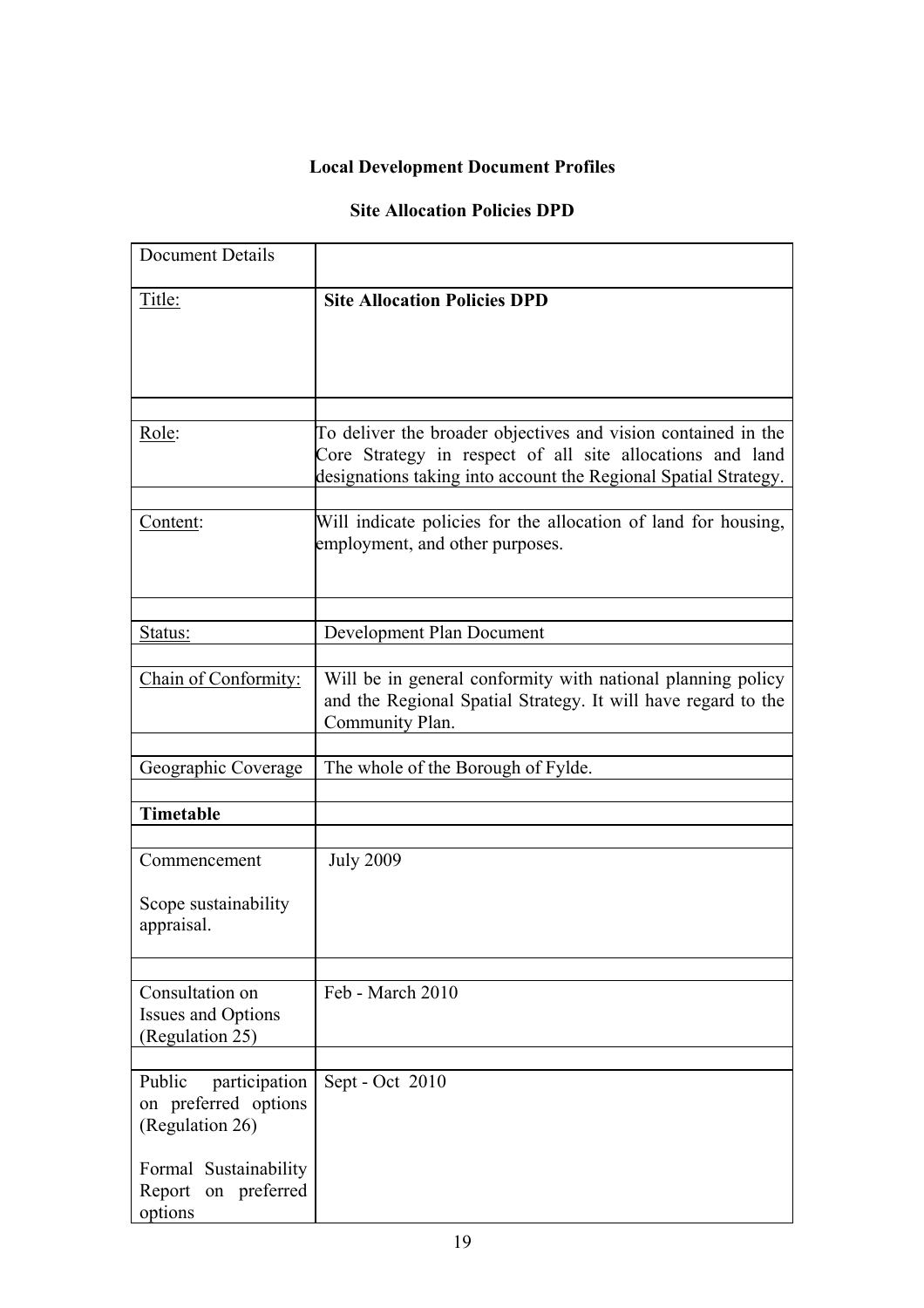# Local Development Document Profiles

## Site Allocation Policies DPD

| Document Details | |
|---|---|
| Title: | **Site Allocation Policies DPD** |
| | |
| Role: | To deliver the broader objectives and vision contained in the Core Strategy in respect of all site allocations and land designations taking into account the Regional Spatial Strategy. |
| | |
| Content: | Will indicate policies for the allocation of land for housing, employment, and other purposes. |
| | |
| Status: | Development Plan Document |
| | |
| Chain of Conformity: | Will be in general conformity with national planning policy and the Regional Spatial Strategy. It will have regard to the Community Plan. |
| | |
| Geographic Coverage | The whole of the Borough of Fylde. |
| | |
| **Timetable** | |
| | |
| Commencement<br><br>Scope sustainability appraisal. | July 2009 |
| | |
| Consultation on Issues and Options (Regulation 25) | Feb - March 2010 |
| | |
| Public participation on preferred options (Regulation 26)<br><br>Formal Sustainability Report on preferred options | Sept - Oct 2010 |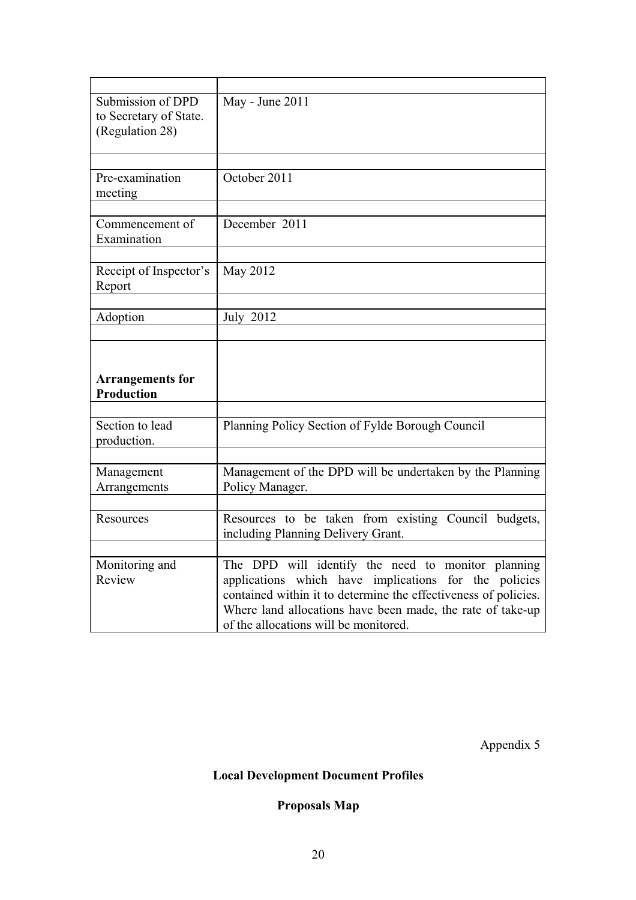| | |
|---|---|
| Submission of DPD to Secretary of State. (Regulation 28) | May - June 2011 |
| | |
| Pre-examination meeting | October 2011 |
| | |
| Commencement of Examination | December 2011 |
| | |
| Receipt of Inspector's Report | May 2012 |
| | |
| Adoption | July 2012 |
| | |
| **Arrangements for Production** | |
| | |
| Section to lead production. | Planning Policy Section of Fylde Borough Council |
| | |
| Management Arrangements | Management of the DPD will be undertaken by the Planning Policy Manager. |
| | |
| Resources | Resources to be taken from existing Council budgets, including Planning Delivery Grant. |
| | |
| Monitoring and Review | The DPD will identify the need to monitor planning applications which have implications for the policies contained within it to determine the effectiveness of policies. Where land allocations have been made, the rate of take-up of the allocations will be monitored. |

Appendix 5

**Local Development Document Profiles**

**Proposals Map**